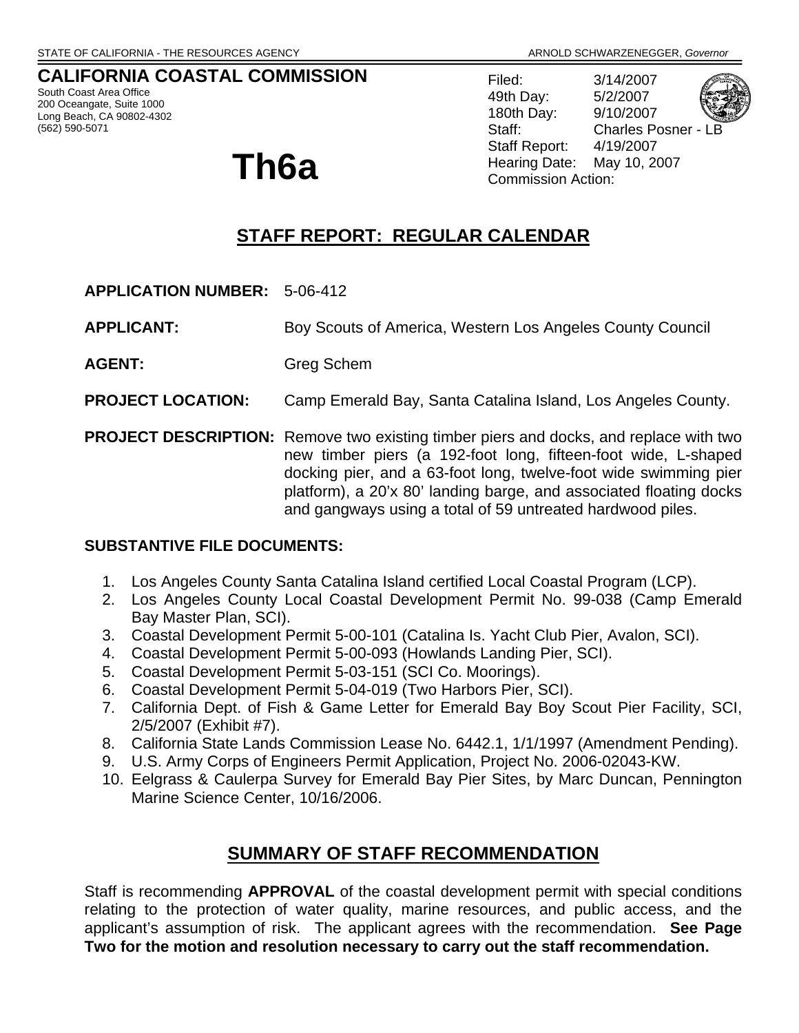STATE OF CALIFORNIA - THE RESOURCES AGENCY ARNOLD SCHWARZENEGGER, *Governor*

# CALIFORNIA COASTAL COMMISSION

South Coast Area Office
200 Oceangate, Suite 1000
Long Beach, CA 90802-4302
(562) 590-5071

# Th6a

Filed: 3/14/2007
49th Day: 5/2/2007
180th Day: 9/10/2007
Staff: Charles Posner - LB
Staff Report: 4/19/2007
Hearing Date: May 10, 2007
Commission Action:

## STAFF REPORT: REGULAR CALENDAR

**APPLICATION NUMBER:** 5-06-412

**APPLICANT:** Boy Scouts of America, Western Los Angeles County Council

**AGENT:** Greg Schem

**PROJECT LOCATION:** Camp Emerald Bay, Santa Catalina Island, Los Angeles County.

**PROJECT DESCRIPTION:** Remove two existing timber piers and docks, and replace with two new timber piers (a 192-foot long, fifteen-foot wide, L-shaped docking pier, and a 63-foot long, twelve-foot wide swimming pier platform), a 20'x 80' landing barge, and associated floating docks and gangways using a total of 59 untreated hardwood piles.

**SUBSTANTIVE FILE DOCUMENTS:**

1. Los Angeles County Santa Catalina Island certified Local Coastal Program (LCP).
2. Los Angeles County Local Coastal Development Permit No. 99-038 (Camp Emerald Bay Master Plan, SCI).
3. Coastal Development Permit 5-00-101 (Catalina Is. Yacht Club Pier, Avalon, SCI).
4. Coastal Development Permit 5-00-093 (Howlands Landing Pier, SCI).
5. Coastal Development Permit 5-03-151 (SCI Co. Moorings).
6. Coastal Development Permit 5-04-019 (Two Harbors Pier, SCI).
7. California Dept. of Fish & Game Letter for Emerald Bay Boy Scout Pier Facility, SCI, 2/5/2007 (Exhibit #7).
8. California State Lands Commission Lease No. 6442.1, 1/1/1997 (Amendment Pending).
9. U.S. Army Corps of Engineers Permit Application, Project No. 2006-02043-KW.
10. Eelgrass & Caulerpa Survey for Emerald Bay Pier Sites, by Marc Duncan, Pennington Marine Science Center, 10/16/2006.

## SUMMARY OF STAFF RECOMMENDATION

Staff is recommending **APPROVAL** of the coastal development permit with special conditions relating to the protection of water quality, marine resources, and public access, and the applicant's assumption of risk. The applicant agrees with the recommendation. **See Page Two for the motion and resolution necessary to carry out the staff recommendation.**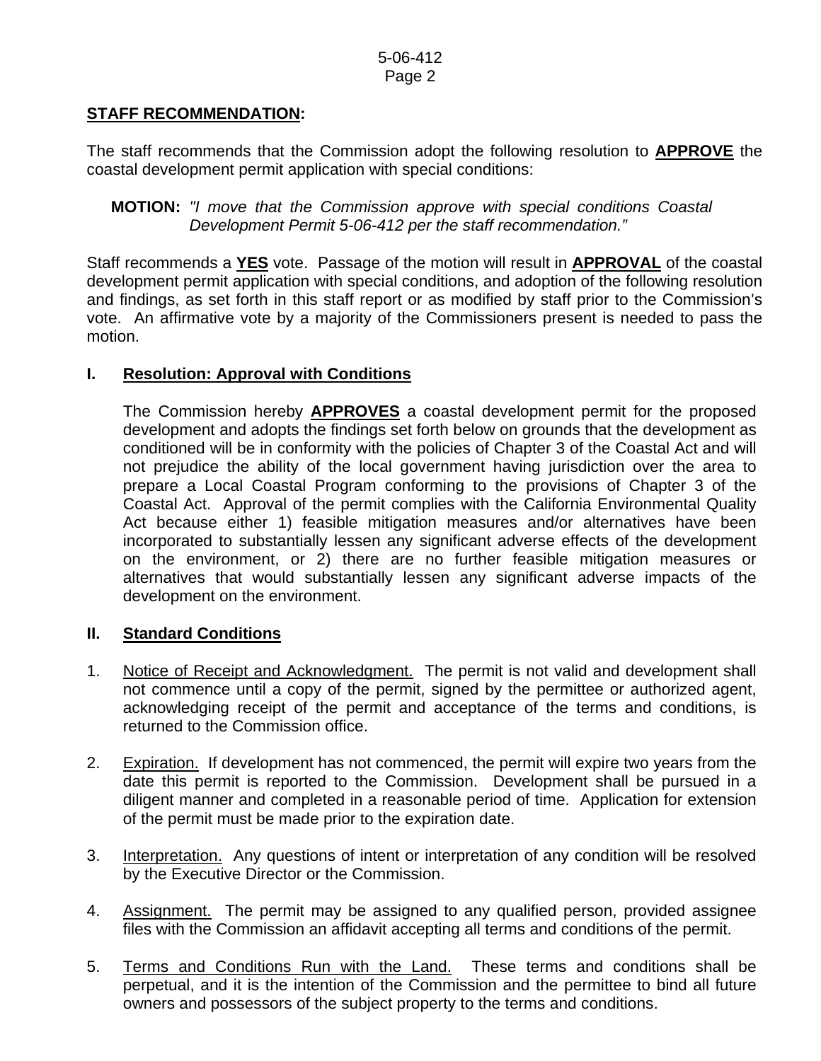**STAFF RECOMMENDATION:**

The staff recommends that the Commission adopt the following resolution to **APPROVE** the coastal development permit application with special conditions:

**MOTION:** *"I move that the Commission approve with special conditions Coastal Development Permit 5-06-412 per the staff recommendation."*

Staff recommends a **YES** vote. Passage of the motion will result in **APPROVAL** of the coastal development permit application with special conditions, and adoption of the following resolution and findings, as set forth in this staff report or as modified by staff prior to the Commission's vote. An affirmative vote by a majority of the Commissioners present is needed to pass the motion.

## I. Resolution: Approval with Conditions

The Commission hereby **APPROVES** a coastal development permit for the proposed development and adopts the findings set forth below on grounds that the development as conditioned will be in conformity with the policies of Chapter 3 of the Coastal Act and will not prejudice the ability of the local government having jurisdiction over the area to prepare a Local Coastal Program conforming to the provisions of Chapter 3 of the Coastal Act. Approval of the permit complies with the California Environmental Quality Act because either 1) feasible mitigation measures and/or alternatives have been incorporated to substantially lessen any significant adverse effects of the development on the environment, or 2) there are no further feasible mitigation measures or alternatives that would substantially lessen any significant adverse impacts of the development on the environment.

## II. Standard Conditions

1. Notice of Receipt and Acknowledgment. The permit is not valid and development shall not commence until a copy of the permit, signed by the permittee or authorized agent, acknowledging receipt of the permit and acceptance of the terms and conditions, is returned to the Commission office.

2. Expiration. If development has not commenced, the permit will expire two years from the date this permit is reported to the Commission. Development shall be pursued in a diligent manner and completed in a reasonable period of time. Application for extension of the permit must be made prior to the expiration date.

3. Interpretation. Any questions of intent or interpretation of any condition will be resolved by the Executive Director or the Commission.

4. Assignment. The permit may be assigned to any qualified person, provided assignee files with the Commission an affidavit accepting all terms and conditions of the permit.

5. Terms and Conditions Run with the Land. These terms and conditions shall be perpetual, and it is the intention of the Commission and the permittee to bind all future owners and possessors of the subject property to the terms and conditions.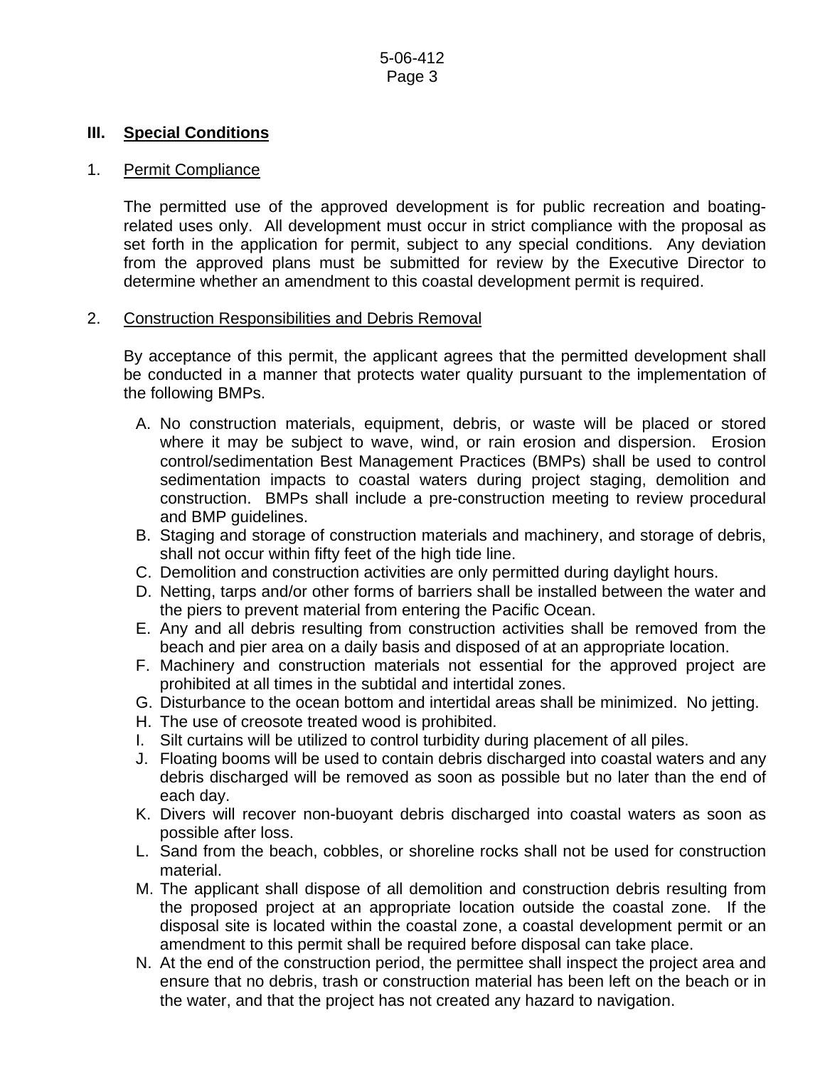## III. Special Conditions

### 1. Permit Compliance

The permitted use of the approved development is for public recreation and boating-related uses only. All development must occur in strict compliance with the proposal as set forth in the application for permit, subject to any special conditions. Any deviation from the approved plans must be submitted for review by the Executive Director to determine whether an amendment to this coastal development permit is required.

### 2. Construction Responsibilities and Debris Removal

By acceptance of this permit, the applicant agrees that the permitted development shall be conducted in a manner that protects water quality pursuant to the implementation of the following BMPs.

A. No construction materials, equipment, debris, or waste will be placed or stored where it may be subject to wave, wind, or rain erosion and dispersion. Erosion control/sedimentation Best Management Practices (BMPs) shall be used to control sedimentation impacts to coastal waters during project staging, demolition and construction. BMPs shall include a pre-construction meeting to review procedural and BMP guidelines.

B. Staging and storage of construction materials and machinery, and storage of debris, shall not occur within fifty feet of the high tide line.

C. Demolition and construction activities are only permitted during daylight hours.

D. Netting, tarps and/or other forms of barriers shall be installed between the water and the piers to prevent material from entering the Pacific Ocean.

E. Any and all debris resulting from construction activities shall be removed from the beach and pier area on a daily basis and disposed of at an appropriate location.

F. Machinery and construction materials not essential for the approved project are prohibited at all times in the subtidal and intertidal zones.

G. Disturbance to the ocean bottom and intertidal areas shall be minimized. No jetting.

H. The use of creosote treated wood is prohibited.

I. Silt curtains will be utilized to control turbidity during placement of all piles.

J. Floating booms will be used to contain debris discharged into coastal waters and any debris discharged will be removed as soon as possible but no later than the end of each day.

K. Divers will recover non-buoyant debris discharged into coastal waters as soon as possible after loss.

L. Sand from the beach, cobbles, or shoreline rocks shall not be used for construction material.

M. The applicant shall dispose of all demolition and construction debris resulting from the proposed project at an appropriate location outside the coastal zone. If the disposal site is located within the coastal zone, a coastal development permit or an amendment to this permit shall be required before disposal can take place.

N. At the end of the construction period, the permittee shall inspect the project area and ensure that no debris, trash or construction material has been left on the beach or in the water, and that the project has not created any hazard to navigation.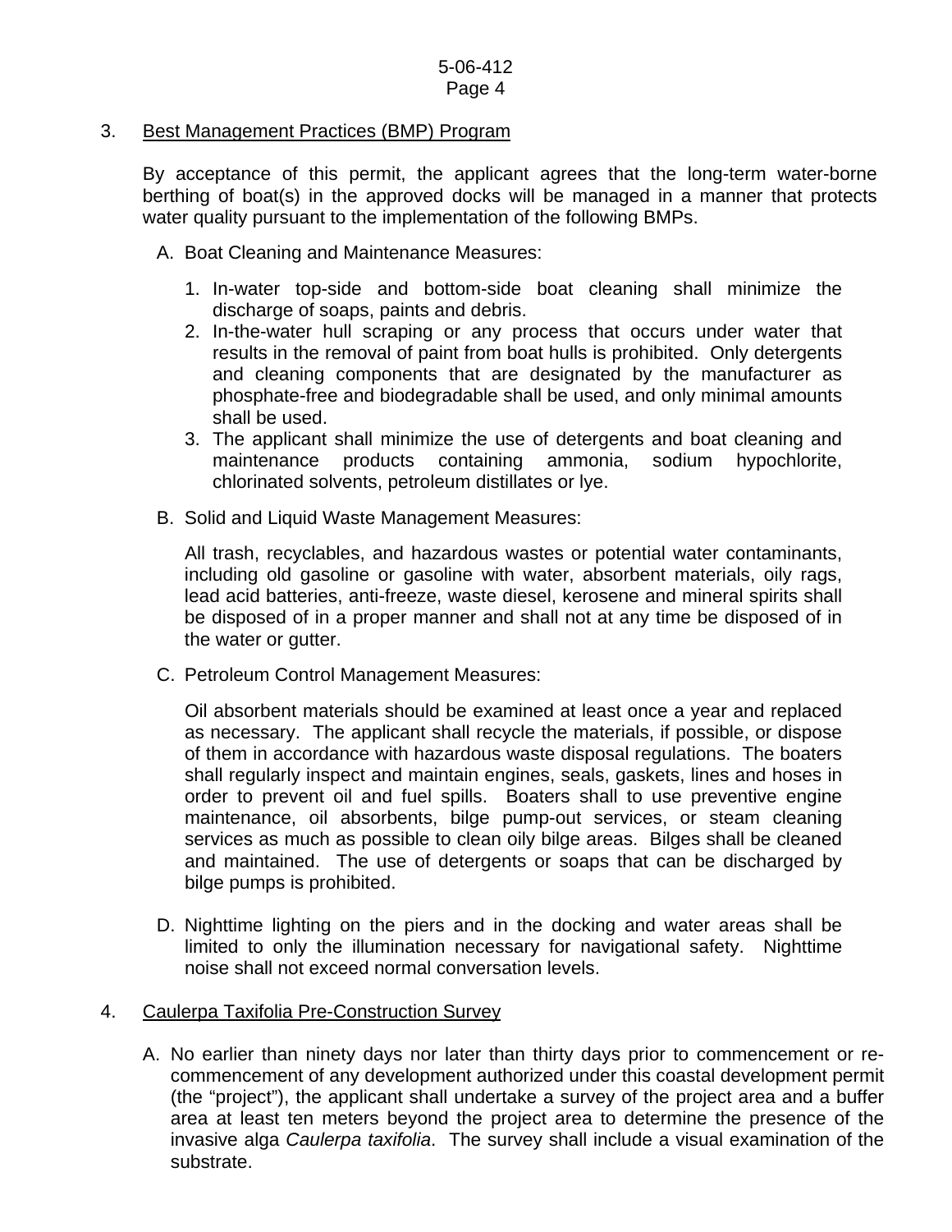3. Best Management Practices (BMP) Program

   By acceptance of this permit, the applicant agrees that the long-term water-borne berthing of boat(s) in the approved docks will be managed in a manner that protects water quality pursuant to the implementation of the following BMPs.

   A. Boat Cleaning and Maintenance Measures:

      1. In-water top-side and bottom-side boat cleaning shall minimize the discharge of soaps, paints and debris.
      2. In-the-water hull scraping or any process that occurs under water that results in the removal of paint from boat hulls is prohibited. Only detergents and cleaning components that are designated by the manufacturer as phosphate-free and biodegradable shall be used, and only minimal amounts shall be used.
      3. The applicant shall minimize the use of detergents and boat cleaning and maintenance products containing ammonia, sodium hypochlorite, chlorinated solvents, petroleum distillates or lye.

   B. Solid and Liquid Waste Management Measures:

      All trash, recyclables, and hazardous wastes or potential water contaminants, including old gasoline or gasoline with water, absorbent materials, oily rags, lead acid batteries, anti-freeze, waste diesel, kerosene and mineral spirits shall be disposed of in a proper manner and shall not at any time be disposed of in the water or gutter.

   C. Petroleum Control Management Measures:

      Oil absorbent materials should be examined at least once a year and replaced as necessary. The applicant shall recycle the materials, if possible, or dispose of them in accordance with hazardous waste disposal regulations. The boaters shall regularly inspect and maintain engines, seals, gaskets, lines and hoses in order to prevent oil and fuel spills. Boaters shall to use preventive engine maintenance, oil absorbents, bilge pump-out services, or steam cleaning services as much as possible to clean oily bilge areas. Bilges shall be cleaned and maintained. The use of detergents or soaps that can be discharged by bilge pumps is prohibited.

   D. Nighttime lighting on the piers and in the docking and water areas shall be limited to only the illumination necessary for navigational safety. Nighttime noise shall not exceed normal conversation levels.

4. Caulerpa Taxifolia Pre-Construction Survey

   A. No earlier than ninety days nor later than thirty days prior to commencement or re-commencement of any development authorized under this coastal development permit (the "project"), the applicant shall undertake a survey of the project area and a buffer area at least ten meters beyond the project area to determine the presence of the invasive alga *Caulerpa taxifolia*. The survey shall include a visual examination of the substrate.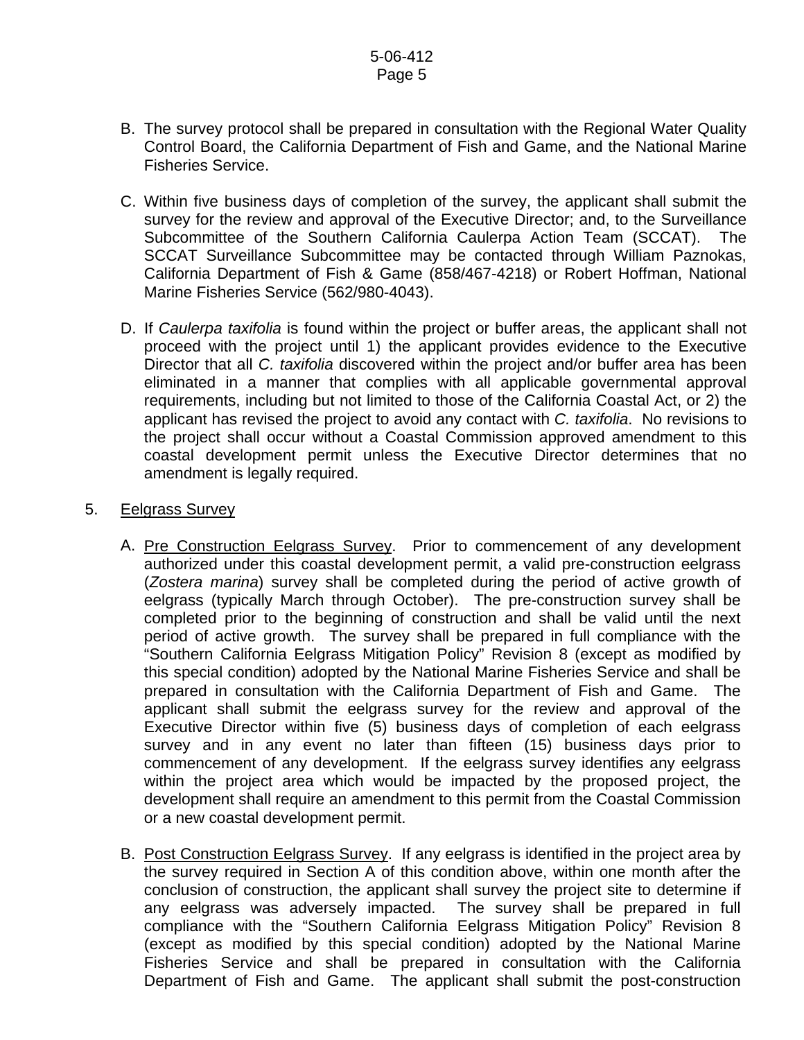B. The survey protocol shall be prepared in consultation with the Regional Water Quality Control Board, the California Department of Fish and Game, and the National Marine Fisheries Service.

C. Within five business days of completion of the survey, the applicant shall submit the survey for the review and approval of the Executive Director; and, to the Surveillance Subcommittee of the Southern California Caulerpa Action Team (SCCAT). The SCCAT Surveillance Subcommittee may be contacted through William Paznokas, California Department of Fish & Game (858/467-4218) or Robert Hoffman, National Marine Fisheries Service (562/980-4043).

D. If *Caulerpa taxifolia* is found within the project or buffer areas, the applicant shall not proceed with the project until 1) the applicant provides evidence to the Executive Director that all *C. taxifolia* discovered within the project and/or buffer area has been eliminated in a manner that complies with all applicable governmental approval requirements, including but not limited to those of the California Coastal Act, or 2) the applicant has revised the project to avoid any contact with *C. taxifolia*. No revisions to the project shall occur without a Coastal Commission approved amendment to this coastal development permit unless the Executive Director determines that no amendment is legally required.

5. <u>Eelgrass Survey</u>

A. <u>Pre Construction Eelgrass Survey</u>. Prior to commencement of any development authorized under this coastal development permit, a valid pre-construction eelgrass (*Zostera marina*) survey shall be completed during the period of active growth of eelgrass (typically March through October). The pre-construction survey shall be completed prior to the beginning of construction and shall be valid until the next period of active growth. The survey shall be prepared in full compliance with the "Southern California Eelgrass Mitigation Policy" Revision 8 (except as modified by this special condition) adopted by the National Marine Fisheries Service and shall be prepared in consultation with the California Department of Fish and Game. The applicant shall submit the eelgrass survey for the review and approval of the Executive Director within five (5) business days of completion of each eelgrass survey and in any event no later than fifteen (15) business days prior to commencement of any development. If the eelgrass survey identifies any eelgrass within the project area which would be impacted by the proposed project, the development shall require an amendment to this permit from the Coastal Commission or a new coastal development permit.

B. <u>Post Construction Eelgrass Survey</u>. If any eelgrass is identified in the project area by the survey required in Section A of this condition above, within one month after the conclusion of construction, the applicant shall survey the project site to determine if any eelgrass was adversely impacted. The survey shall be prepared in full compliance with the "Southern California Eelgrass Mitigation Policy" Revision 8 (except as modified by this special condition) adopted by the National Marine Fisheries Service and shall be prepared in consultation with the California Department of Fish and Game. The applicant shall submit the post-construction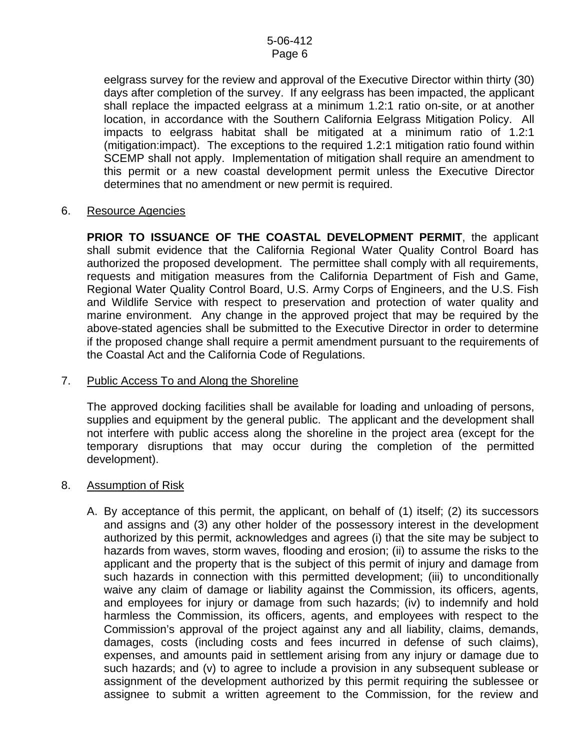eelgrass survey for the review and approval of the Executive Director within thirty (30) days after completion of the survey. If any eelgrass has been impacted, the applicant shall replace the impacted eelgrass at a minimum 1.2:1 ratio on-site, or at another location, in accordance with the Southern California Eelgrass Mitigation Policy. All impacts to eelgrass habitat shall be mitigated at a minimum ratio of 1.2:1 (mitigation:impact). The exceptions to the required 1.2:1 mitigation ratio found within SCEMP shall not apply. Implementation of mitigation shall require an amendment to this permit or a new coastal development permit unless the Executive Director determines that no amendment or new permit is required.

6. Resource Agencies

**PRIOR TO ISSUANCE OF THE COASTAL DEVELOPMENT PERMIT**, the applicant shall submit evidence that the California Regional Water Quality Control Board has authorized the proposed development. The permittee shall comply with all requirements, requests and mitigation measures from the California Department of Fish and Game, Regional Water Quality Control Board, U.S. Army Corps of Engineers, and the U.S. Fish and Wildlife Service with respect to preservation and protection of water quality and marine environment. Any change in the approved project that may be required by the above-stated agencies shall be submitted to the Executive Director in order to determine if the proposed change shall require a permit amendment pursuant to the requirements of the Coastal Act and the California Code of Regulations.

7. Public Access To and Along the Shoreline

The approved docking facilities shall be available for loading and unloading of persons, supplies and equipment by the general public. The applicant and the development shall not interfere with public access along the shoreline in the project area (except for the temporary disruptions that may occur during the completion of the permitted development).

8. Assumption of Risk

A. By acceptance of this permit, the applicant, on behalf of (1) itself; (2) its successors and assigns and (3) any other holder of the possessory interest in the development authorized by this permit, acknowledges and agrees (i) that the site may be subject to hazards from waves, storm waves, flooding and erosion; (ii) to assume the risks to the applicant and the property that is the subject of this permit of injury and damage from such hazards in connection with this permitted development; (iii) to unconditionally waive any claim of damage or liability against the Commission, its officers, agents, and employees for injury or damage from such hazards; (iv) to indemnify and hold harmless the Commission, its officers, agents, and employees with respect to the Commission's approval of the project against any and all liability, claims, demands, damages, costs (including costs and fees incurred in defense of such claims), expenses, and amounts paid in settlement arising from any injury or damage due to such hazards; and (v) to agree to include a provision in any subsequent sublease or assignment of the development authorized by this permit requiring the sublessee or assignee to submit a written agreement to the Commission, for the review and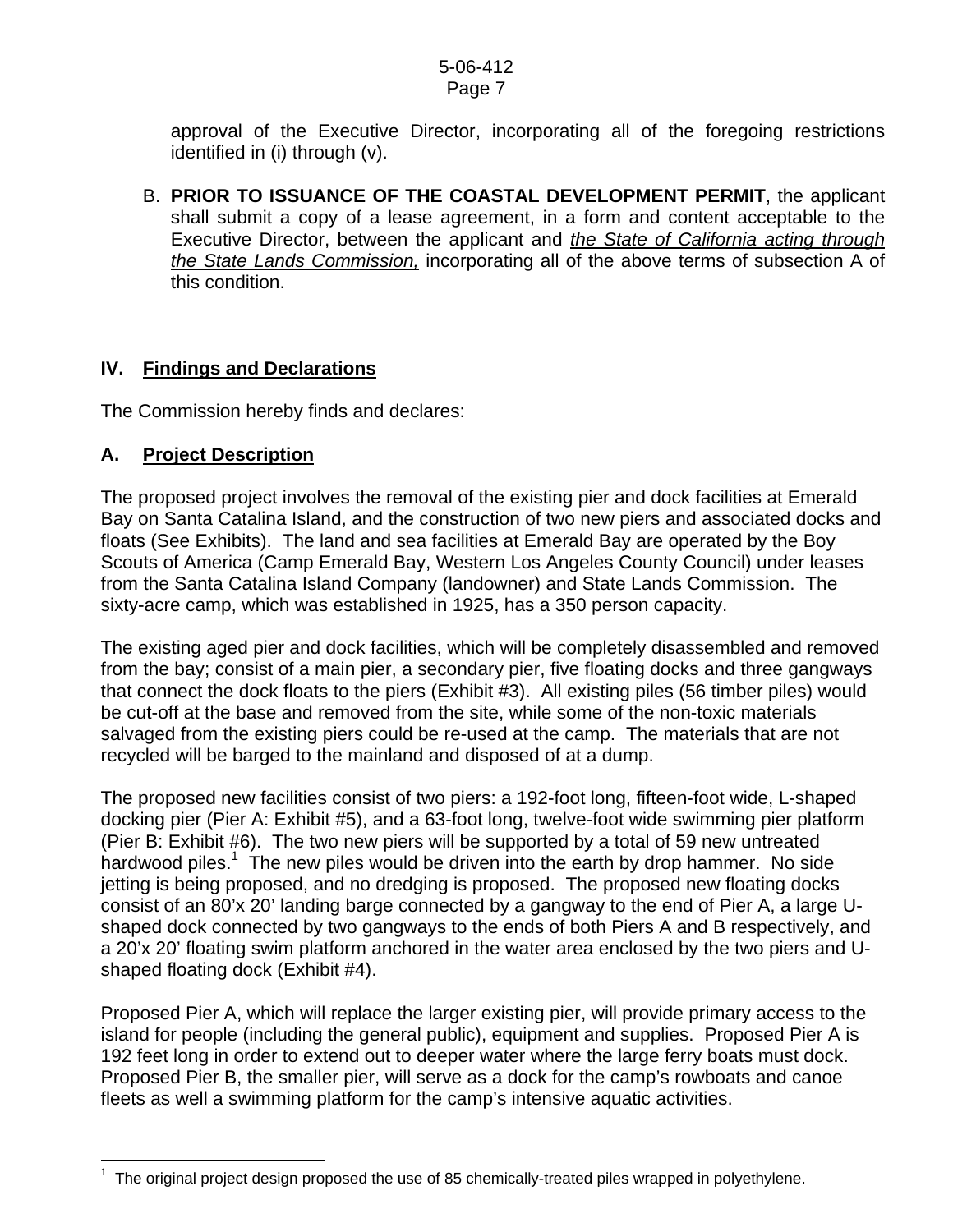approval of the Executive Director, incorporating all of the foregoing restrictions identified in (i) through (v).

B. **PRIOR TO ISSUANCE OF THE COASTAL DEVELOPMENT PERMIT**, the applicant shall submit a copy of a lease agreement, in a form and content acceptable to the Executive Director, between the applicant and _the State of California acting through the State Lands Commission,_ incorporating all of the above terms of subsection A of this condition.

## IV. Findings and Declarations

The Commission hereby finds and declares:

### A. Project Description

The proposed project involves the removal of the existing pier and dock facilities at Emerald Bay on Santa Catalina Island, and the construction of two new piers and associated docks and floats (See Exhibits). The land and sea facilities at Emerald Bay are operated by the Boy Scouts of America (Camp Emerald Bay, Western Los Angeles County Council) under leases from the Santa Catalina Island Company (landowner) and State Lands Commission. The sixty-acre camp, which was established in 1925, has a 350 person capacity.

The existing aged pier and dock facilities, which will be completely disassembled and removed from the bay; consist of a main pier, a secondary pier, five floating docks and three gangways that connect the dock floats to the piers (Exhibit #3). All existing piles (56 timber piles) would be cut-off at the base and removed from the site, while some of the non-toxic materials salvaged from the existing piers could be re-used at the camp. The materials that are not recycled will be barged to the mainland and disposed of at a dump.

The proposed new facilities consist of two piers: a 192-foot long, fifteen-foot wide, L-shaped docking pier (Pier A: Exhibit #5), and a 63-foot long, twelve-foot wide swimming pier platform (Pier B: Exhibit #6). The two new piers will be supported by a total of 59 new untreated hardwood piles.[1] The new piles would be driven into the earth by drop hammer. No side jetting is being proposed, and no dredging is proposed. The proposed new floating docks consist of an 80'x 20' landing barge connected by a gangway to the end of Pier A, a large U-shaped dock connected by two gangways to the ends of both Piers A and B respectively, and a 20'x 20' floating swim platform anchored in the water area enclosed by the two piers and U-shaped floating dock (Exhibit #4).

Proposed Pier A, which will replace the larger existing pier, will provide primary access to the island for people (including the general public), equipment and supplies. Proposed Pier A is 192 feet long in order to extend out to deeper water where the large ferry boats must dock. Proposed Pier B, the smaller pier, will serve as a dock for the camp's rowboats and canoe fleets as well a swimming platform for the camp's intensive aquatic activities.

[1] The original project design proposed the use of 85 chemically-treated piles wrapped in polyethylene.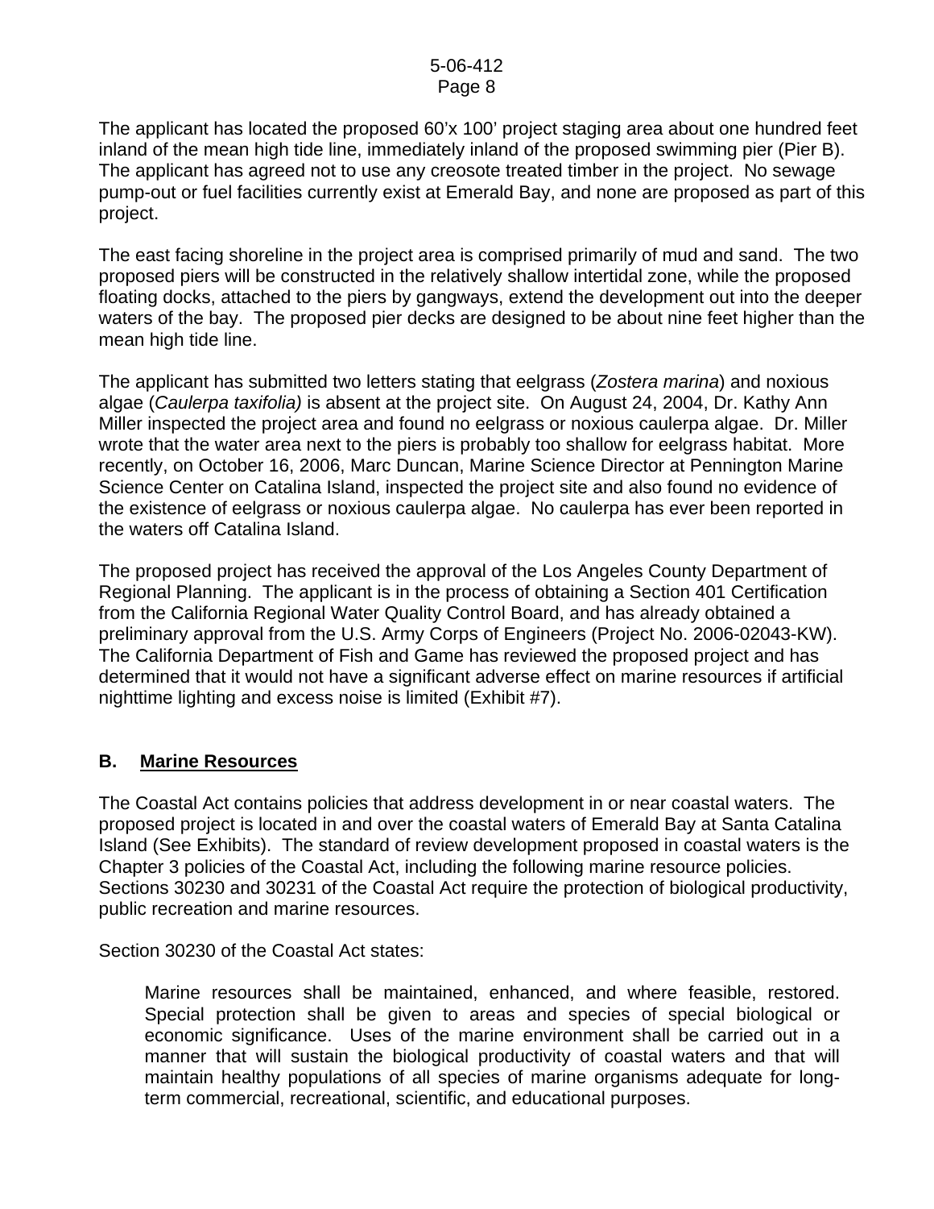The applicant has located the proposed 60'x 100' project staging area about one hundred feet inland of the mean high tide line, immediately inland of the proposed swimming pier (Pier B). The applicant has agreed not to use any creosote treated timber in the project. No sewage pump-out or fuel facilities currently exist at Emerald Bay, and none are proposed as part of this project.

The east facing shoreline in the project area is comprised primarily of mud and sand. The two proposed piers will be constructed in the relatively shallow intertidal zone, while the proposed floating docks, attached to the piers by gangways, extend the development out into the deeper waters of the bay. The proposed pier decks are designed to be about nine feet higher than the mean high tide line.

The applicant has submitted two letters stating that eelgrass (*Zostera marina*) and noxious algae (*Caulerpa taxifolia)* is absent at the project site. On August 24, 2004, Dr. Kathy Ann Miller inspected the project area and found no eelgrass or noxious caulerpa algae. Dr. Miller wrote that the water area next to the piers is probably too shallow for eelgrass habitat. More recently, on October 16, 2006, Marc Duncan, Marine Science Director at Pennington Marine Science Center on Catalina Island, inspected the project site and also found no evidence of the existence of eelgrass or noxious caulerpa algae. No caulerpa has ever been reported in the waters off Catalina Island.

The proposed project has received the approval of the Los Angeles County Department of Regional Planning. The applicant is in the process of obtaining a Section 401 Certification from the California Regional Water Quality Control Board, and has already obtained a preliminary approval from the U.S. Army Corps of Engineers (Project No. 2006-02043-KW). The California Department of Fish and Game has reviewed the proposed project and has determined that it would not have a significant adverse effect on marine resources if artificial nighttime lighting and excess noise is limited (Exhibit #7).

## B. Marine Resources

The Coastal Act contains policies that address development in or near coastal waters. The proposed project is located in and over the coastal waters of Emerald Bay at Santa Catalina Island (See Exhibits). The standard of review development proposed in coastal waters is the Chapter 3 policies of the Coastal Act, including the following marine resource policies. Sections 30230 and 30231 of the Coastal Act require the protection of biological productivity, public recreation and marine resources.

Section 30230 of the Coastal Act states:

> Marine resources shall be maintained, enhanced, and where feasible, restored. Special protection shall be given to areas and species of special biological or economic significance. Uses of the marine environment shall be carried out in a manner that will sustain the biological productivity of coastal waters and that will maintain healthy populations of all species of marine organisms adequate for long-term commercial, recreational, scientific, and educational purposes.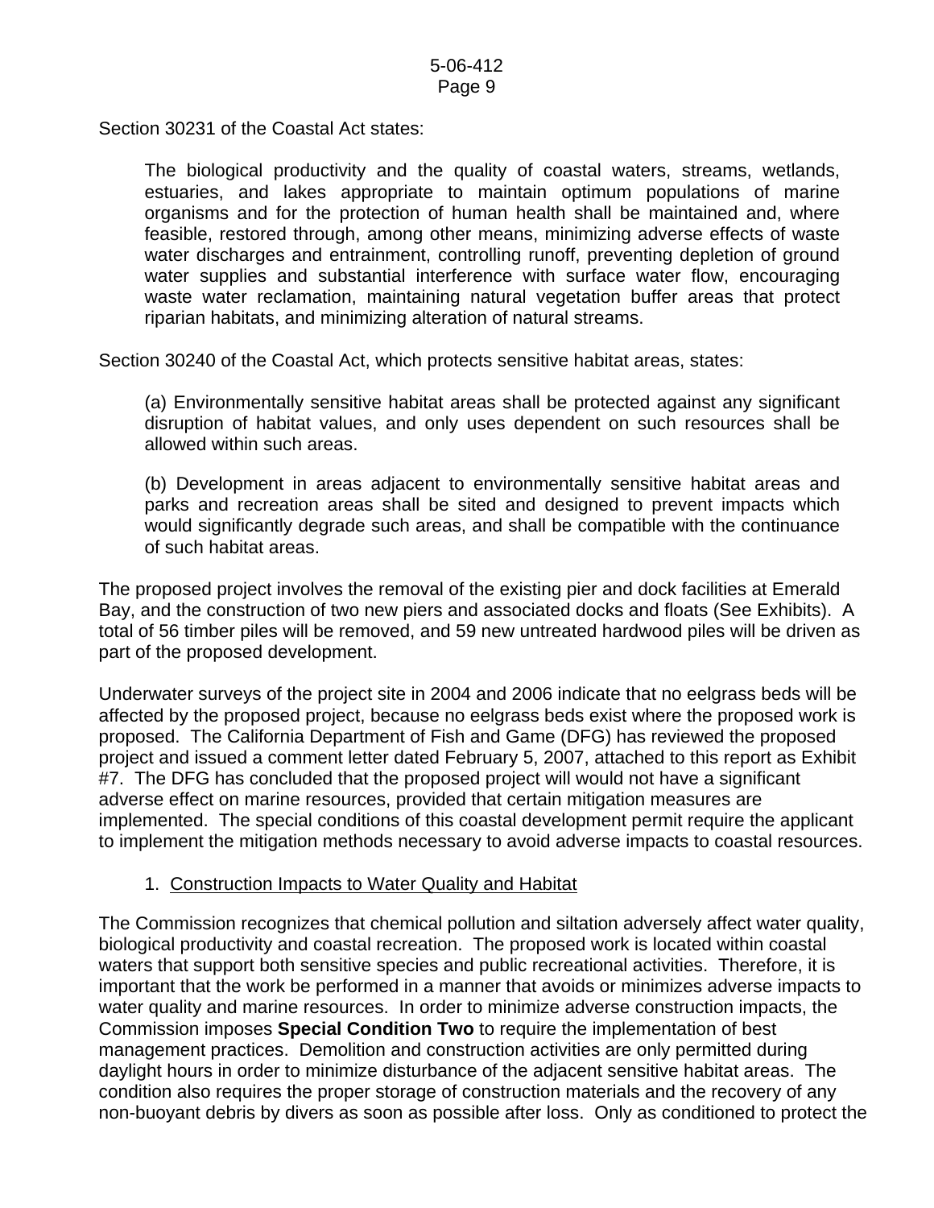Section 30231 of the Coastal Act states:

> The biological productivity and the quality of coastal waters, streams, wetlands, estuaries, and lakes appropriate to maintain optimum populations of marine organisms and for the protection of human health shall be maintained and, where feasible, restored through, among other means, minimizing adverse effects of waste water discharges and entrainment, controlling runoff, preventing depletion of ground water supplies and substantial interference with surface water flow, encouraging waste water reclamation, maintaining natural vegetation buffer areas that protect riparian habitats, and minimizing alteration of natural streams.

Section 30240 of the Coastal Act, which protects sensitive habitat areas, states:

> (a) Environmentally sensitive habitat areas shall be protected against any significant disruption of habitat values, and only uses dependent on such resources shall be allowed within such areas.
>
> (b) Development in areas adjacent to environmentally sensitive habitat areas and parks and recreation areas shall be sited and designed to prevent impacts which would significantly degrade such areas, and shall be compatible with the continuance of such habitat areas.

The proposed project involves the removal of the existing pier and dock facilities at Emerald Bay, and the construction of two new piers and associated docks and floats (See Exhibits). A total of 56 timber piles will be removed, and 59 new untreated hardwood piles will be driven as part of the proposed development.

Underwater surveys of the project site in 2004 and 2006 indicate that no eelgrass beds will be affected by the proposed project, because no eelgrass beds exist where the proposed work is proposed. The California Department of Fish and Game (DFG) has reviewed the proposed project and issued a comment letter dated February 5, 2007, attached to this report as Exhibit #7. The DFG has concluded that the proposed project will would not have a significant adverse effect on marine resources, provided that certain mitigation measures are implemented. The special conditions of this coastal development permit require the applicant to implement the mitigation methods necessary to avoid adverse impacts to coastal resources.

1. <u>Construction Impacts to Water Quality and Habitat</u>

The Commission recognizes that chemical pollution and siltation adversely affect water quality, biological productivity and coastal recreation. The proposed work is located within coastal waters that support both sensitive species and public recreational activities. Therefore, it is important that the work be performed in a manner that avoids or minimizes adverse impacts to water quality and marine resources. In order to minimize adverse construction impacts, the Commission imposes **Special Condition Two** to require the implementation of best management practices. Demolition and construction activities are only permitted during daylight hours in order to minimize disturbance of the adjacent sensitive habitat areas. The condition also requires the proper storage of construction materials and the recovery of any non-buoyant debris by divers as soon as possible after loss. Only as conditioned to protect the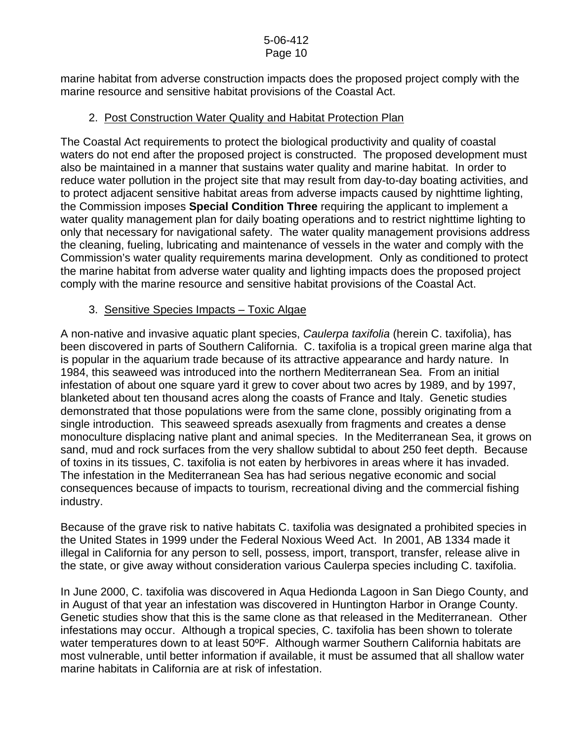marine habitat from adverse construction impacts does the proposed project comply with the marine resource and sensitive habitat provisions of the Coastal Act.

2. Post Construction Water Quality and Habitat Protection Plan

The Coastal Act requirements to protect the biological productivity and quality of coastal waters do not end after the proposed project is constructed. The proposed development must also be maintained in a manner that sustains water quality and marine habitat. In order to reduce water pollution in the project site that may result from day-to-day boating activities, and to protect adjacent sensitive habitat areas from adverse impacts caused by nighttime lighting, the Commission imposes **Special Condition Three** requiring the applicant to implement a water quality management plan for daily boating operations and to restrict nighttime lighting to only that necessary for navigational safety. The water quality management provisions address the cleaning, fueling, lubricating and maintenance of vessels in the water and comply with the Commission's water quality requirements marina development. Only as conditioned to protect the marine habitat from adverse water quality and lighting impacts does the proposed project comply with the marine resource and sensitive habitat provisions of the Coastal Act.

3. Sensitive Species Impacts – Toxic Algae

A non-native and invasive aquatic plant species, *Caulerpa taxifolia* (herein C. taxifolia), has been discovered in parts of Southern California. C. taxifolia is a tropical green marine alga that is popular in the aquarium trade because of its attractive appearance and hardy nature. In 1984, this seaweed was introduced into the northern Mediterranean Sea. From an initial infestation of about one square yard it grew to cover about two acres by 1989, and by 1997, blanketed about ten thousand acres along the coasts of France and Italy. Genetic studies demonstrated that those populations were from the same clone, possibly originating from a single introduction. This seaweed spreads asexually from fragments and creates a dense monoculture displacing native plant and animal species. In the Mediterranean Sea, it grows on sand, mud and rock surfaces from the very shallow subtidal to about 250 feet depth. Because of toxins in its tissues, C. taxifolia is not eaten by herbivores in areas where it has invaded. The infestation in the Mediterranean Sea has had serious negative economic and social consequences because of impacts to tourism, recreational diving and the commercial fishing industry.

Because of the grave risk to native habitats C. taxifolia was designated a prohibited species in the United States in 1999 under the Federal Noxious Weed Act. In 2001, AB 1334 made it illegal in California for any person to sell, possess, import, transport, transfer, release alive in the state, or give away without consideration various Caulerpa species including C. taxifolia.

In June 2000, C. taxifolia was discovered in Aqua Hedionda Lagoon in San Diego County, and in August of that year an infestation was discovered in Huntington Harbor in Orange County. Genetic studies show that this is the same clone as that released in the Mediterranean. Other infestations may occur. Although a tropical species, C. taxifolia has been shown to tolerate water temperatures down to at least 50ºF. Although warmer Southern California habitats are most vulnerable, until better information if available, it must be assumed that all shallow water marine habitats in California are at risk of infestation.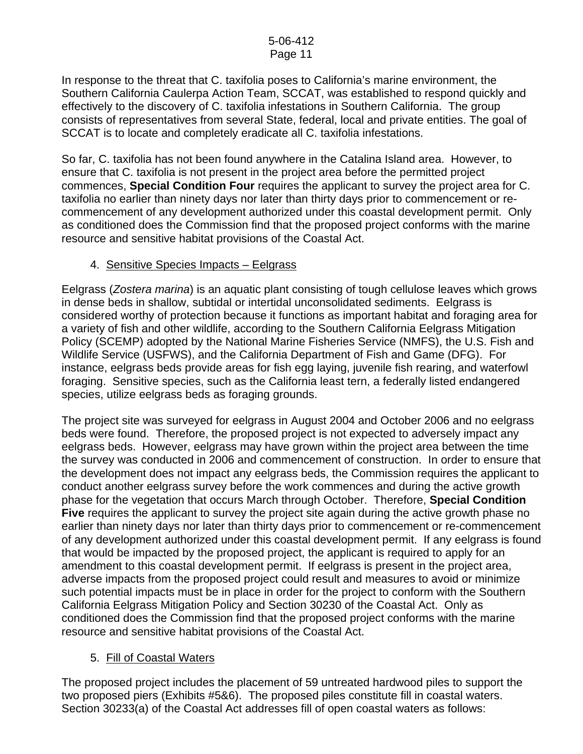In response to the threat that C. taxifolia poses to California's marine environment, the Southern California Caulerpa Action Team, SCCAT, was established to respond quickly and effectively to the discovery of C. taxifolia infestations in Southern California. The group consists of representatives from several State, federal, local and private entities. The goal of SCCAT is to locate and completely eradicate all C. taxifolia infestations.

So far, C. taxifolia has not been found anywhere in the Catalina Island area. However, to ensure that C. taxifolia is not present in the project area before the permitted project commences, **Special Condition Four** requires the applicant to survey the project area for C. taxifolia no earlier than ninety days nor later than thirty days prior to commencement or re-commencement of any development authorized under this coastal development permit. Only as conditioned does the Commission find that the proposed project conforms with the marine resource and sensitive habitat provisions of the Coastal Act.

4. Sensitive Species Impacts – Eelgrass

Eelgrass (*Zostera marina*) is an aquatic plant consisting of tough cellulose leaves which grows in dense beds in shallow, subtidal or intertidal unconsolidated sediments. Eelgrass is considered worthy of protection because it functions as important habitat and foraging area for a variety of fish and other wildlife, according to the Southern California Eelgrass Mitigation Policy (SCEMP) adopted by the National Marine Fisheries Service (NMFS), the U.S. Fish and Wildlife Service (USFWS), and the California Department of Fish and Game (DFG). For instance, eelgrass beds provide areas for fish egg laying, juvenile fish rearing, and waterfowl foraging. Sensitive species, such as the California least tern, a federally listed endangered species, utilize eelgrass beds as foraging grounds.

The project site was surveyed for eelgrass in August 2004 and October 2006 and no eelgrass beds were found. Therefore, the proposed project is not expected to adversely impact any eelgrass beds. However, eelgrass may have grown within the project area between the time the survey was conducted in 2006 and commencement of construction. In order to ensure that the development does not impact any eelgrass beds, the Commission requires the applicant to conduct another eelgrass survey before the work commences and during the active growth phase for the vegetation that occurs March through October. Therefore, **Special Condition Five** requires the applicant to survey the project site again during the active growth phase no earlier than ninety days nor later than thirty days prior to commencement or re-commencement of any development authorized under this coastal development permit. If any eelgrass is found that would be impacted by the proposed project, the applicant is required to apply for an amendment to this coastal development permit. If eelgrass is present in the project area, adverse impacts from the proposed project could result and measures to avoid or minimize such potential impacts must be in place in order for the project to conform with the Southern California Eelgrass Mitigation Policy and Section 30230 of the Coastal Act. Only as conditioned does the Commission find that the proposed project conforms with the marine resource and sensitive habitat provisions of the Coastal Act.

5. Fill of Coastal Waters

The proposed project includes the placement of 59 untreated hardwood piles to support the two proposed piers (Exhibits #5&6). The proposed piles constitute fill in coastal waters. Section 30233(a) of the Coastal Act addresses fill of open coastal waters as follows: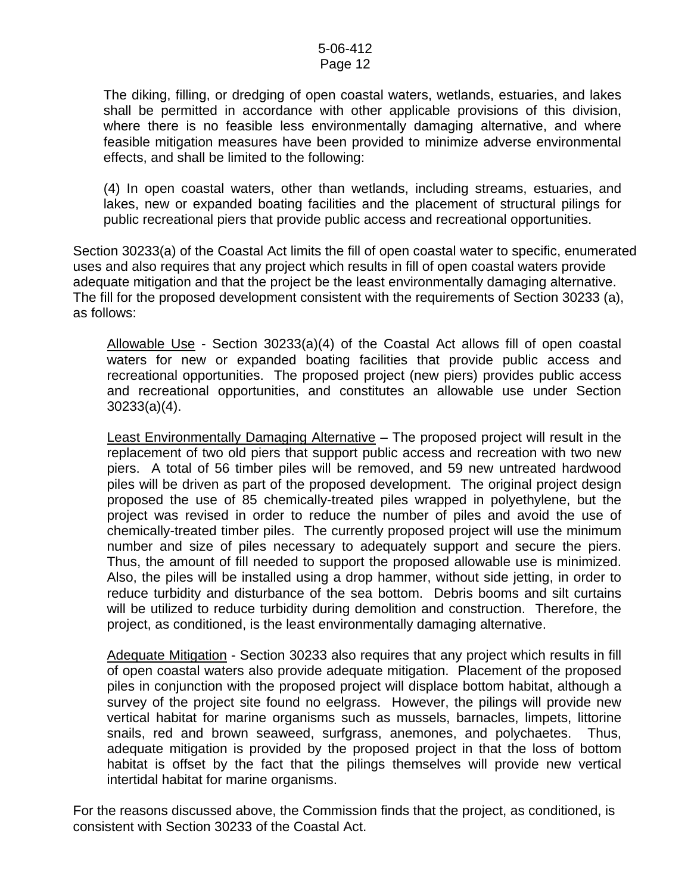> The diking, filling, or dredging of open coastal waters, wetlands, estuaries, and lakes shall be permitted in accordance with other applicable provisions of this division, where there is no feasible less environmentally damaging alternative, and where feasible mitigation measures have been provided to minimize adverse environmental effects, and shall be limited to the following:
>
> (4) In open coastal waters, other than wetlands, including streams, estuaries, and lakes, new or expanded boating facilities and the placement of structural pilings for public recreational piers that provide public access and recreational opportunities.

Section 30233(a) of the Coastal Act limits the fill of open coastal water to specific, enumerated uses and also requires that any project which results in fill of open coastal waters provide adequate mitigation and that the project be the least environmentally damaging alternative. The fill for the proposed development consistent with the requirements of Section 30233 (a), as follows:

> <u>Allowable Use</u> - Section 30233(a)(4) of the Coastal Act allows fill of open coastal waters for new or expanded boating facilities that provide public access and recreational opportunities. The proposed project (new piers) provides public access and recreational opportunities, and constitutes an allowable use under Section 30233(a)(4).
>
> <u>Least Environmentally Damaging Alternative</u> – The proposed project will result in the replacement of two old piers that support public access and recreation with two new piers. A total of 56 timber piles will be removed, and 59 new untreated hardwood piles will be driven as part of the proposed development. The original project design proposed the use of 85 chemically-treated piles wrapped in polyethylene, but the project was revised in order to reduce the number of piles and avoid the use of chemically-treated timber piles. The currently proposed project will use the minimum number and size of piles necessary to adequately support and secure the piers. Thus, the amount of fill needed to support the proposed allowable use is minimized. Also, the piles will be installed using a drop hammer, without side jetting, in order to reduce turbidity and disturbance of the sea bottom. Debris booms and silt curtains will be utilized to reduce turbidity during demolition and construction. Therefore, the project, as conditioned, is the least environmentally damaging alternative.
>
> <u>Adequate Mitigation</u> - Section 30233 also requires that any project which results in fill of open coastal waters also provide adequate mitigation. Placement of the proposed piles in conjunction with the proposed project will displace bottom habitat, although a survey of the project site found no eelgrass. However, the pilings will provide new vertical habitat for marine organisms such as mussels, barnacles, limpets, littorine snails, red and brown seaweed, surfgrass, anemones, and polychaetes. Thus, adequate mitigation is provided by the proposed project in that the loss of bottom habitat is offset by the fact that the pilings themselves will provide new vertical intertidal habitat for marine organisms.

For the reasons discussed above, the Commission finds that the project, as conditioned, is consistent with Section 30233 of the Coastal Act.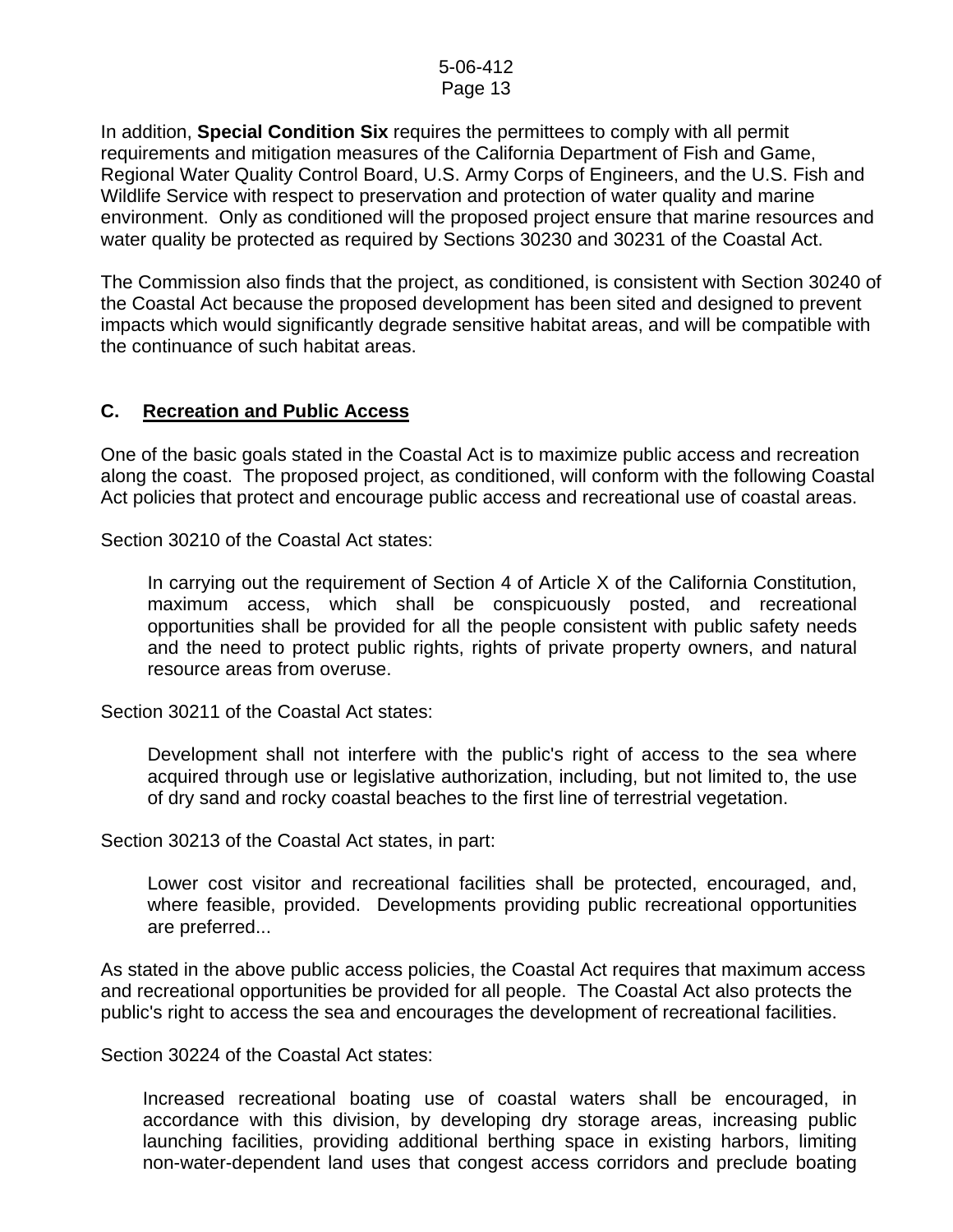In addition, **Special Condition Six** requires the permittees to comply with all permit requirements and mitigation measures of the California Department of Fish and Game, Regional Water Quality Control Board, U.S. Army Corps of Engineers, and the U.S. Fish and Wildlife Service with respect to preservation and protection of water quality and marine environment. Only as conditioned will the proposed project ensure that marine resources and water quality be protected as required by Sections 30230 and 30231 of the Coastal Act.

The Commission also finds that the project, as conditioned, is consistent with Section 30240 of the Coastal Act because the proposed development has been sited and designed to prevent impacts which would significantly degrade sensitive habitat areas, and will be compatible with the continuance of such habitat areas.

## C. Recreation and Public Access

One of the basic goals stated in the Coastal Act is to maximize public access and recreation along the coast. The proposed project, as conditioned, will conform with the following Coastal Act policies that protect and encourage public access and recreational use of coastal areas.

Section 30210 of the Coastal Act states:

> In carrying out the requirement of Section 4 of Article X of the California Constitution, maximum access, which shall be conspicuously posted, and recreational opportunities shall be provided for all the people consistent with public safety needs and the need to protect public rights, rights of private property owners, and natural resource areas from overuse.

Section 30211 of the Coastal Act states:

> Development shall not interfere with the public's right of access to the sea where acquired through use or legislative authorization, including, but not limited to, the use of dry sand and rocky coastal beaches to the first line of terrestrial vegetation.

Section 30213 of the Coastal Act states, in part:

> Lower cost visitor and recreational facilities shall be protected, encouraged, and, where feasible, provided. Developments providing public recreational opportunities are preferred...

As stated in the above public access policies, the Coastal Act requires that maximum access and recreational opportunities be provided for all people. The Coastal Act also protects the public's right to access the sea and encourages the development of recreational facilities.

Section 30224 of the Coastal Act states:

> Increased recreational boating use of coastal waters shall be encouraged, in accordance with this division, by developing dry storage areas, increasing public launching facilities, providing additional berthing space in existing harbors, limiting non-water-dependent land uses that congest access corridors and preclude boating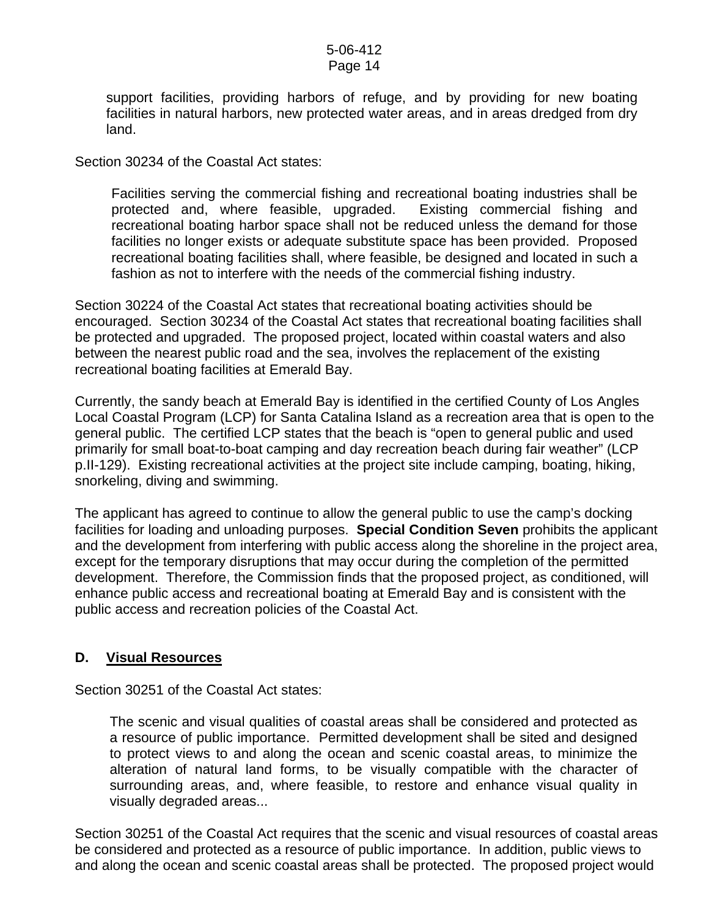> support facilities, providing harbors of refuge, and by providing for new boating facilities in natural harbors, new protected water areas, and in areas dredged from dry land.

Section 30234 of the Coastal Act states:

> Facilities serving the commercial fishing and recreational boating industries shall be protected and, where feasible, upgraded. Existing commercial fishing and recreational boating harbor space shall not be reduced unless the demand for those facilities no longer exists or adequate substitute space has been provided. Proposed recreational boating facilities shall, where feasible, be designed and located in such a fashion as not to interfere with the needs of the commercial fishing industry.

Section 30224 of the Coastal Act states that recreational boating activities should be encouraged. Section 30234 of the Coastal Act states that recreational boating facilities shall be protected and upgraded. The proposed project, located within coastal waters and also between the nearest public road and the sea, involves the replacement of the existing recreational boating facilities at Emerald Bay.

Currently, the sandy beach at Emerald Bay is identified in the certified County of Los Angles Local Coastal Program (LCP) for Santa Catalina Island as a recreation area that is open to the general public. The certified LCP states that the beach is "open to general public and used primarily for small boat-to-boat camping and day recreation beach during fair weather" (LCP p.II-129). Existing recreational activities at the project site include camping, boating, hiking, snorkeling, diving and swimming.

The applicant has agreed to continue to allow the general public to use the camp's docking facilities for loading and unloading purposes. **Special Condition Seven** prohibits the applicant and the development from interfering with public access along the shoreline in the project area, except for the temporary disruptions that may occur during the completion of the permitted development. Therefore, the Commission finds that the proposed project, as conditioned, will enhance public access and recreational boating at Emerald Bay and is consistent with the public access and recreation policies of the Coastal Act.

## D. Visual Resources

Section 30251 of the Coastal Act states:

> The scenic and visual qualities of coastal areas shall be considered and protected as a resource of public importance. Permitted development shall be sited and designed to protect views to and along the ocean and scenic coastal areas, to minimize the alteration of natural land forms, to be visually compatible with the character of surrounding areas, and, where feasible, to restore and enhance visual quality in visually degraded areas...

Section 30251 of the Coastal Act requires that the scenic and visual resources of coastal areas be considered and protected as a resource of public importance. In addition, public views to and along the ocean and scenic coastal areas shall be protected. The proposed project would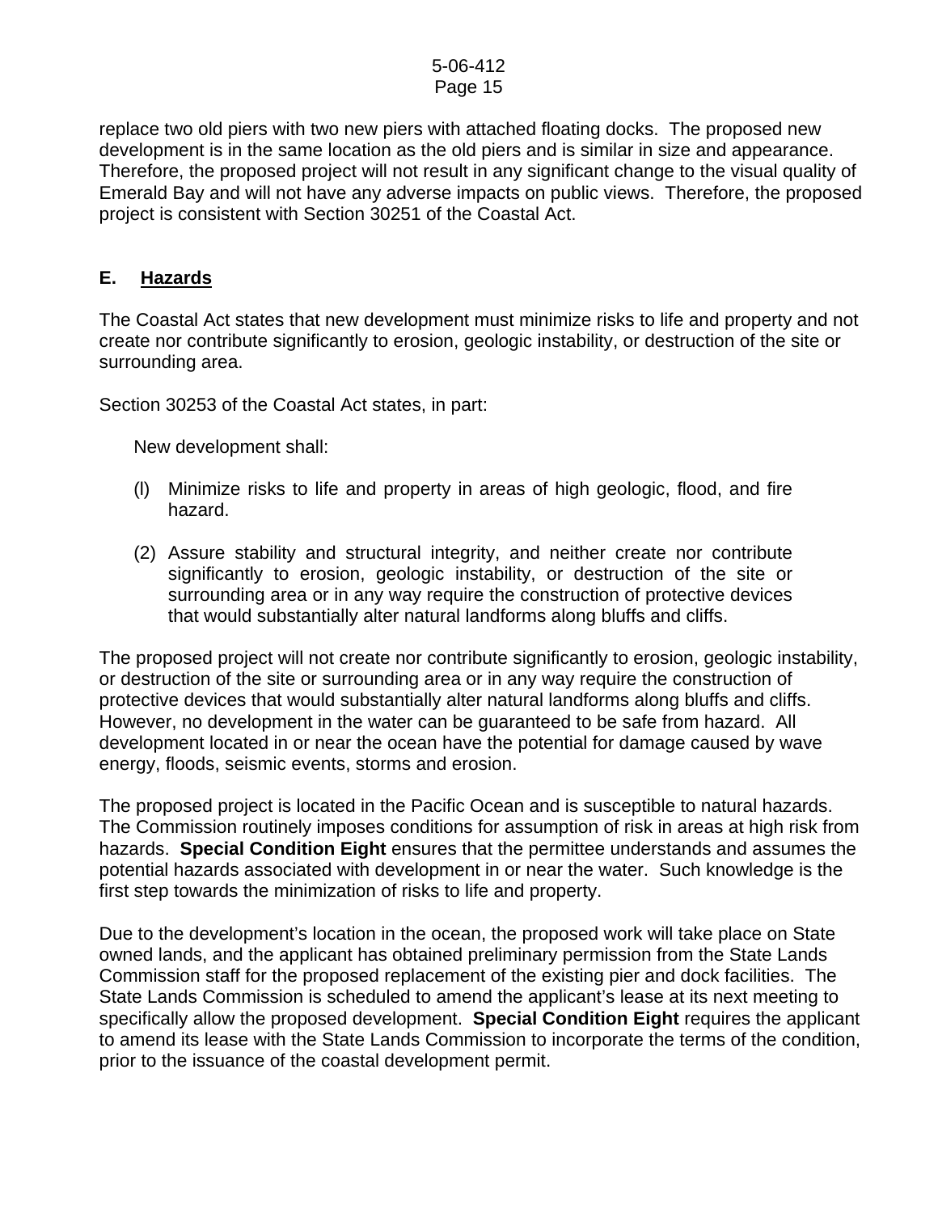replace two old piers with two new piers with attached floating docks. The proposed new development is in the same location as the old piers and is similar in size and appearance. Therefore, the proposed project will not result in any significant change to the visual quality of Emerald Bay and will not have any adverse impacts on public views. Therefore, the proposed project is consistent with Section 30251 of the Coastal Act.

## E. Hazards

The Coastal Act states that new development must minimize risks to life and property and not create nor contribute significantly to erosion, geologic instability, or destruction of the site or surrounding area.

Section 30253 of the Coastal Act states, in part:

> New development shall:
>
> (l) Minimize risks to life and property in areas of high geologic, flood, and fire hazard.
>
> (2) Assure stability and structural integrity, and neither create nor contribute significantly to erosion, geologic instability, or destruction of the site or surrounding area or in any way require the construction of protective devices that would substantially alter natural landforms along bluffs and cliffs.

The proposed project will not create nor contribute significantly to erosion, geologic instability, or destruction of the site or surrounding area or in any way require the construction of protective devices that would substantially alter natural landforms along bluffs and cliffs. However, no development in the water can be guaranteed to be safe from hazard. All development located in or near the ocean have the potential for damage caused by wave energy, floods, seismic events, storms and erosion.

The proposed project is located in the Pacific Ocean and is susceptible to natural hazards. The Commission routinely imposes conditions for assumption of risk in areas at high risk from hazards. **Special Condition Eight** ensures that the permittee understands and assumes the potential hazards associated with development in or near the water. Such knowledge is the first step towards the minimization of risks to life and property.

Due to the development's location in the ocean, the proposed work will take place on State owned lands, and the applicant has obtained preliminary permission from the State Lands Commission staff for the proposed replacement of the existing pier and dock facilities. The State Lands Commission is scheduled to amend the applicant's lease at its next meeting to specifically allow the proposed development. **Special Condition Eight** requires the applicant to amend its lease with the State Lands Commission to incorporate the terms of the condition, prior to the issuance of the coastal development permit.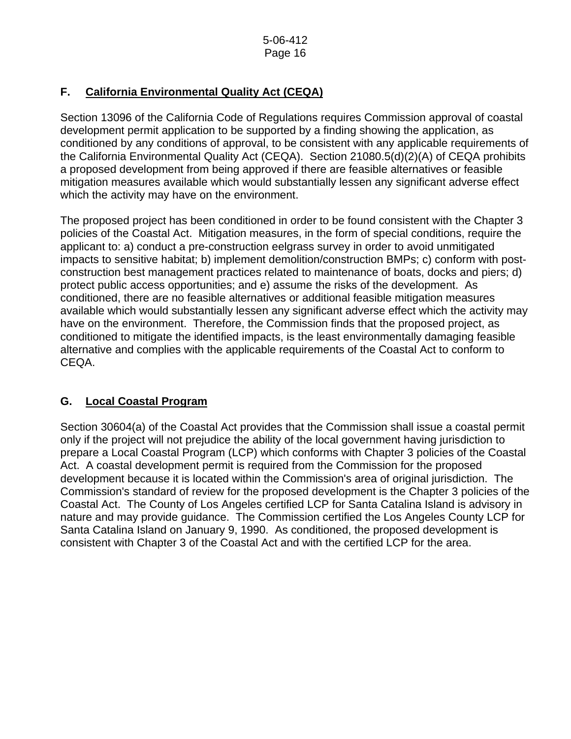## F. California Environmental Quality Act (CEQA)

Section 13096 of the California Code of Regulations requires Commission approval of coastal development permit application to be supported by a finding showing the application, as conditioned by any conditions of approval, to be consistent with any applicable requirements of the California Environmental Quality Act (CEQA). Section 21080.5(d)(2)(A) of CEQA prohibits a proposed development from being approved if there are feasible alternatives or feasible mitigation measures available which would substantially lessen any significant adverse effect which the activity may have on the environment.

The proposed project has been conditioned in order to be found consistent with the Chapter 3 policies of the Coastal Act. Mitigation measures, in the form of special conditions, require the applicant to: a) conduct a pre-construction eelgrass survey in order to avoid unmitigated impacts to sensitive habitat; b) implement demolition/construction BMPs; c) conform with post-construction best management practices related to maintenance of boats, docks and piers; d) protect public access opportunities; and e) assume the risks of the development. As conditioned, there are no feasible alternatives or additional feasible mitigation measures available which would substantially lessen any significant adverse effect which the activity may have on the environment. Therefore, the Commission finds that the proposed project, as conditioned to mitigate the identified impacts, is the least environmentally damaging feasible alternative and complies with the applicable requirements of the Coastal Act to conform to CEQA.

## G. Local Coastal Program

Section 30604(a) of the Coastal Act provides that the Commission shall issue a coastal permit only if the project will not prejudice the ability of the local government having jurisdiction to prepare a Local Coastal Program (LCP) which conforms with Chapter 3 policies of the Coastal Act. A coastal development permit is required from the Commission for the proposed development because it is located within the Commission's area of original jurisdiction. The Commission's standard of review for the proposed development is the Chapter 3 policies of the Coastal Act. The County of Los Angeles certified LCP for Santa Catalina Island is advisory in nature and may provide guidance. The Commission certified the Los Angeles County LCP for Santa Catalina Island on January 9, 1990. As conditioned, the proposed development is consistent with Chapter 3 of the Coastal Act and with the certified LCP for the area.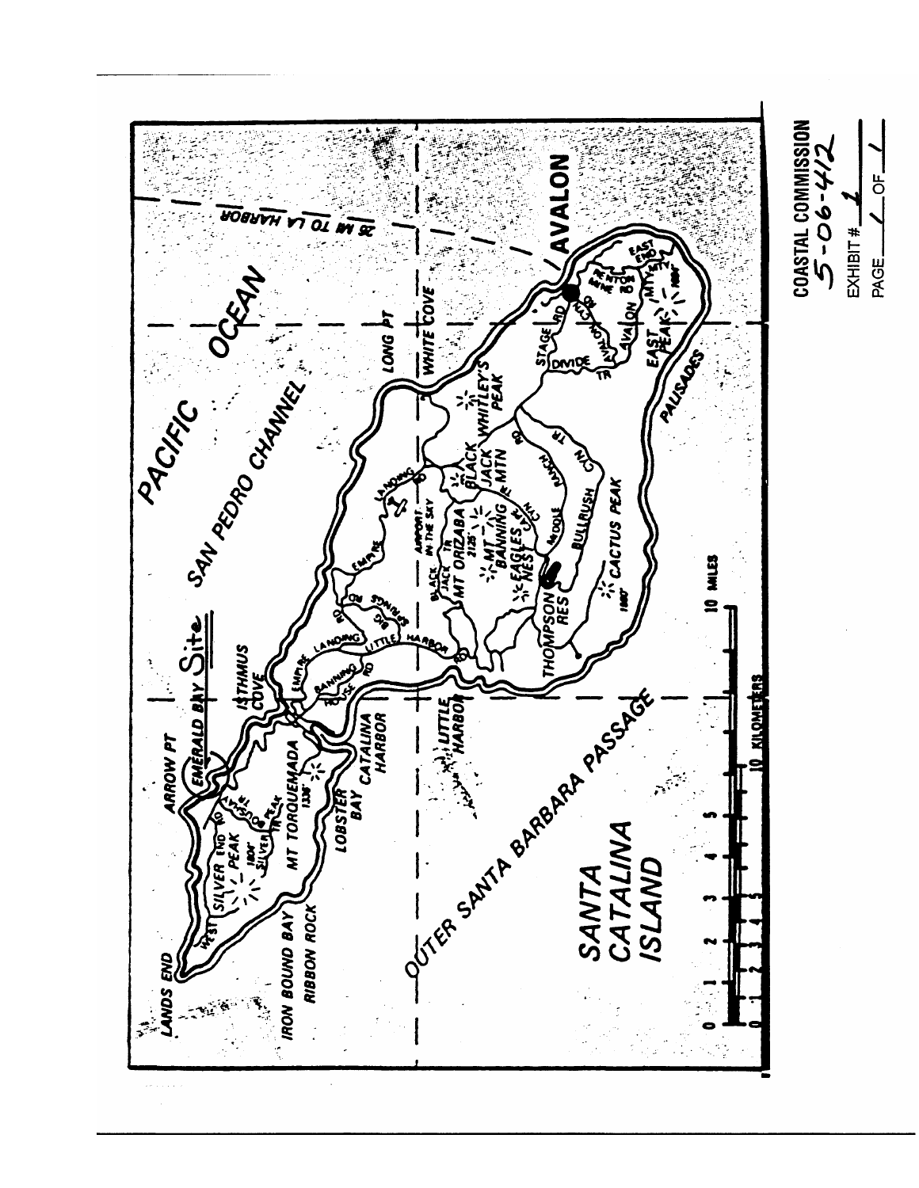COASTAL COMMISSION
5-06-412

EXHIBIT # 1

PAGE 1 OF 1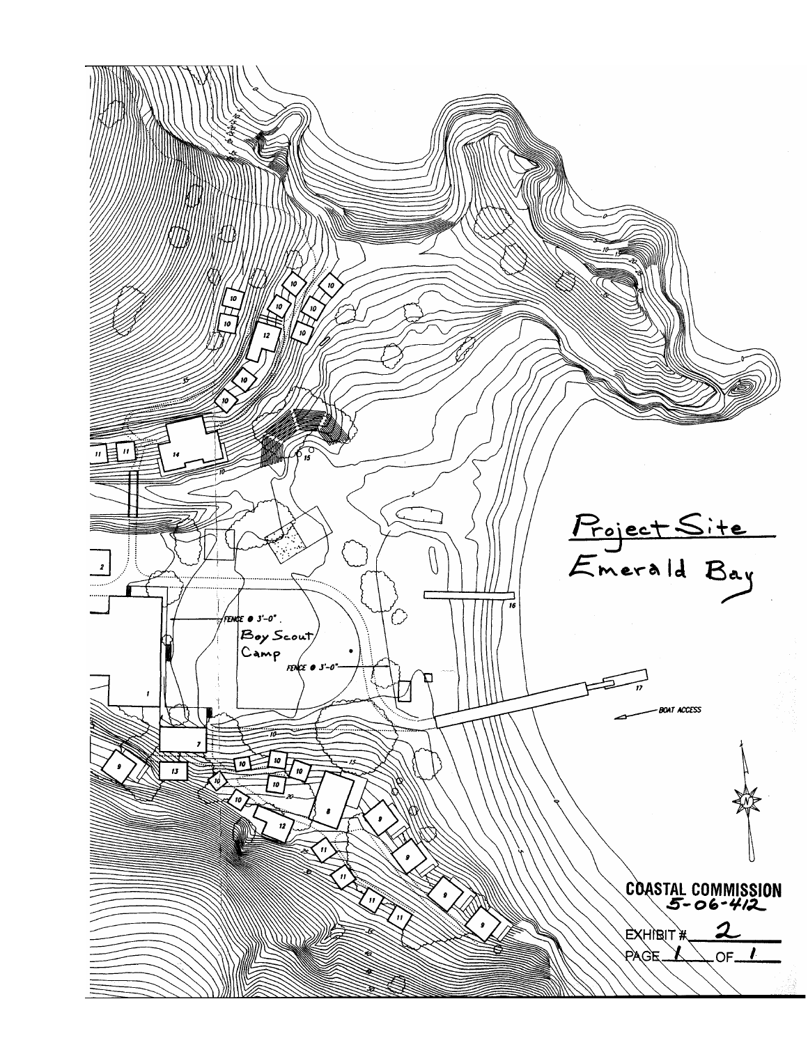Project Site
Emerald Bay

FENCE @ 3'-0"

Boy Scout Camp

FENCE @ 3'-0"

BOAT ACCESS

COASTAL COMMISSION
5-06-412

EXHIBIT # 2

PAGE 1 OF 1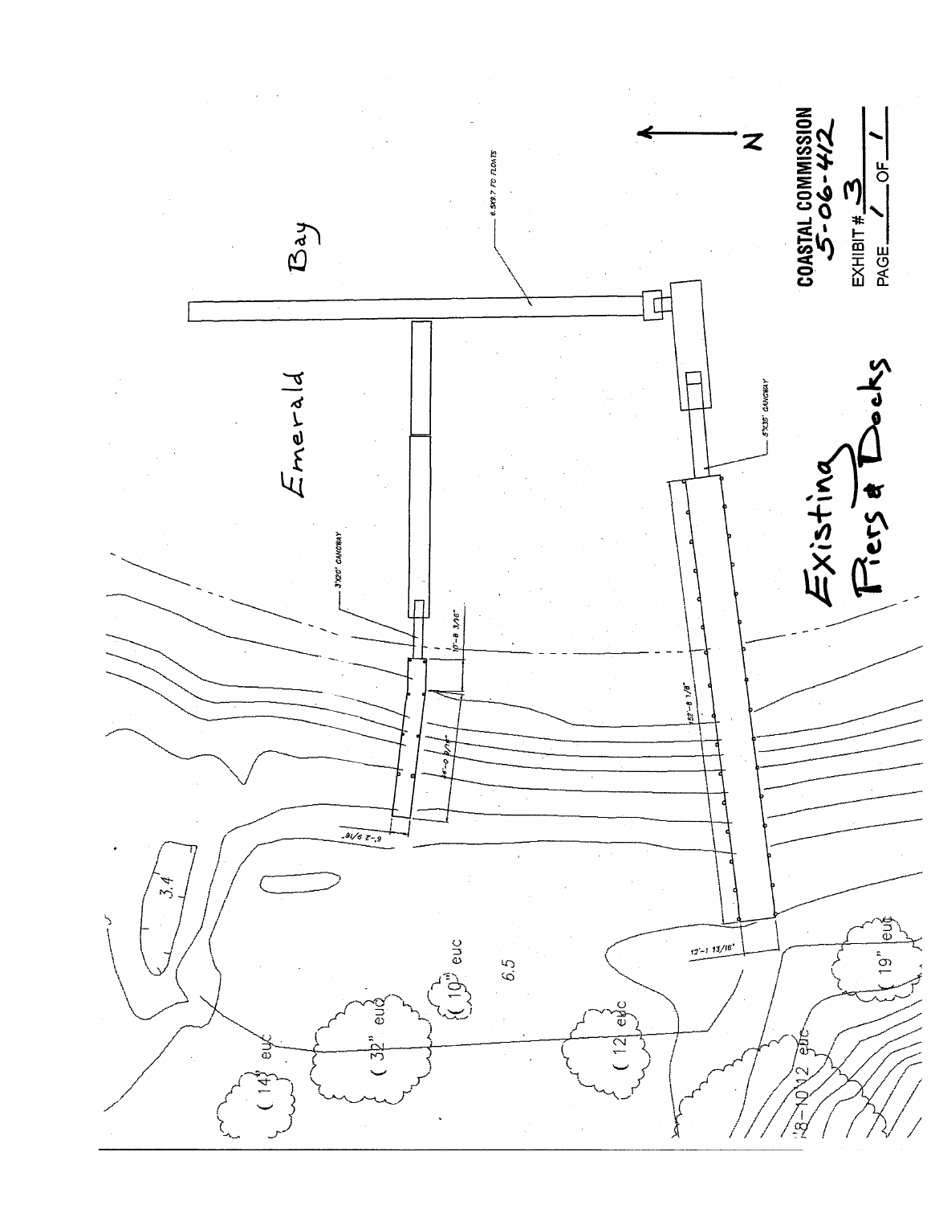Bay

Emerald

Existing Piers & Docks

6.5X9.7 FG FLOATS

5'X35' GANGWAY

3'X20' GANGWAY

10'-8 3/16"

52'-8 1/8"

24'-0 5/16"

6'-2 9/16"

12'-1 13/16"

3.4

6.5

(14") euc

(32") euc

(10") euc

(12) euc

(19") euc

8-10 12 euc

N

COASTAL COMMISSION
5-06-412

EXHIBIT # 3

PAGE 1 OF 1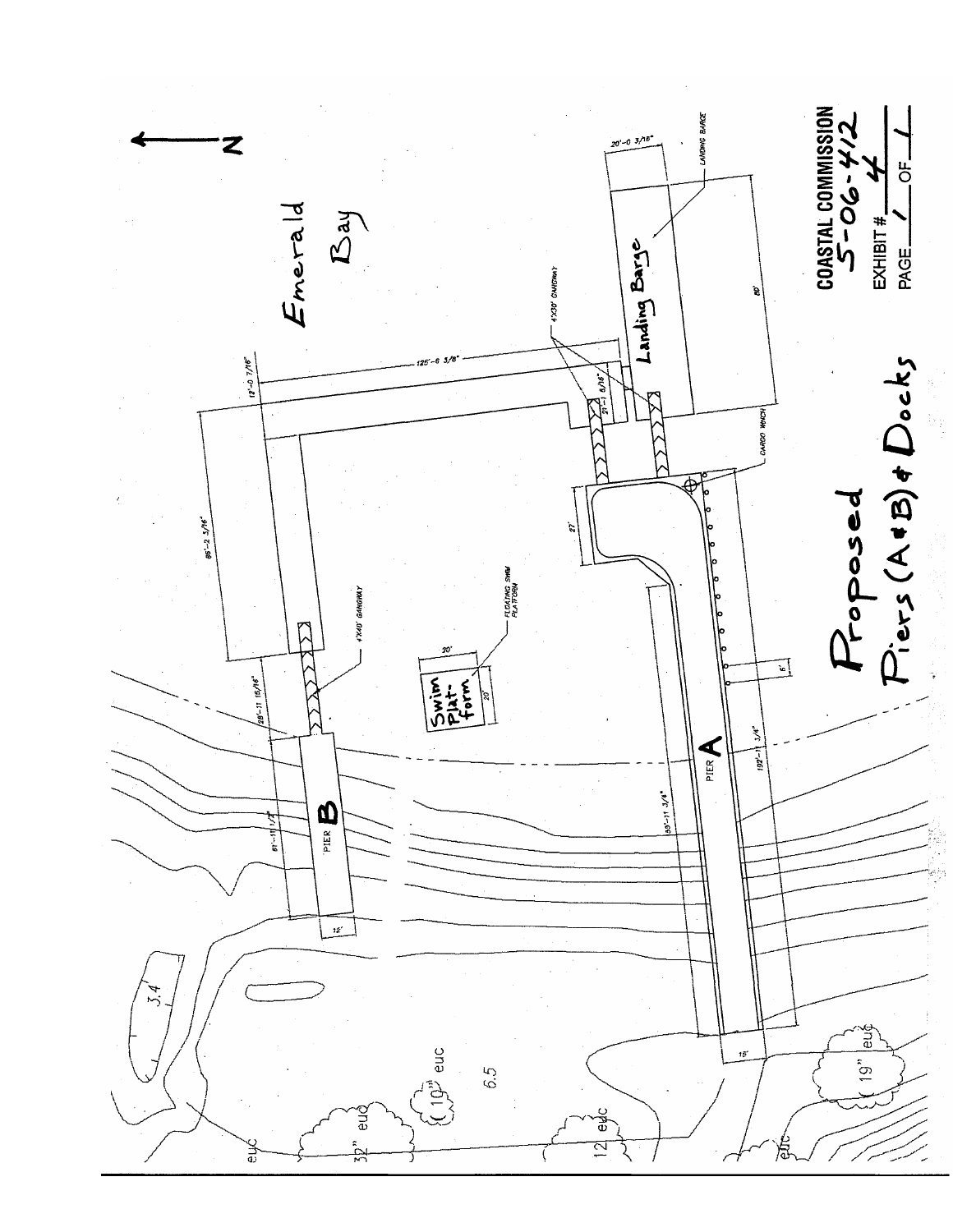# Proposed Piers (A & B) & Docks

Emerald Bay

N

PIER A

PIER B

Landing Barge

Swim Platform

FLOATING SWIM PLATFORM

LANDING BARGE

4'X30' GANGWAY

4'X40' GANGWAY

CARGO WINCH

125'-6 3/8"

12'-0 7/16"

20'-0 3/16"

80'

85'-2 3/16"

21'-1 5/16"

27'

20'

20'

5'

28'-11 15/16"

61'-11 1/2"

12'

55'-11 3/4"

192'-11 3/4"

15'

3.4

6.5

32" euc

10" euc

12 euc

19" euc

euc

**COASTAL COMMISSION**
5-06-412

EXHIBIT # 4

PAGE 1 OF 1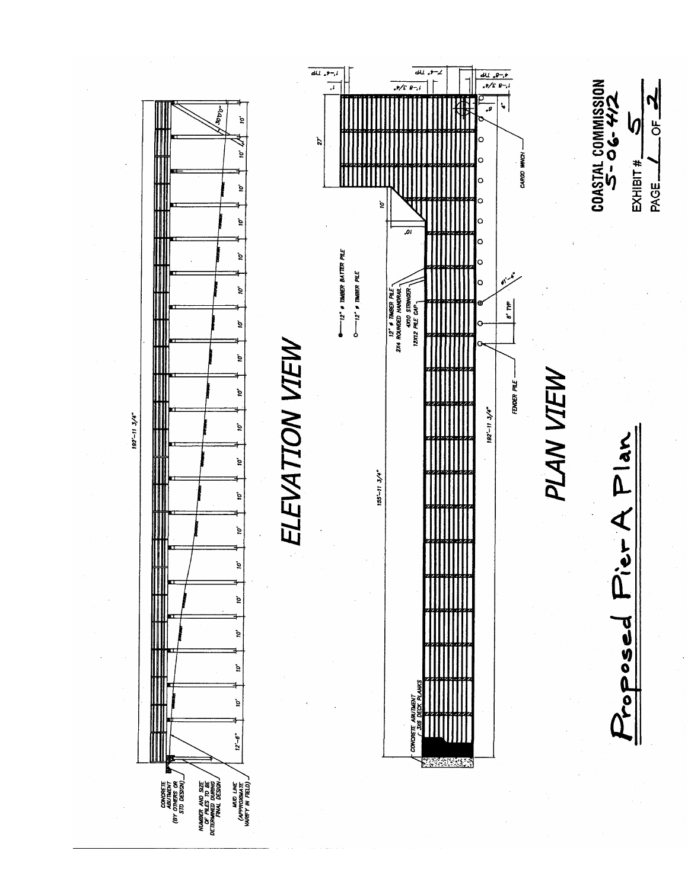# ELEVATION VIEW

192'-11 3/4"

CONCRETE ABUTMENT (BY OTHERS OR STD DESIGN)

NUMBER AND SIZE OF PILES TO BE DETERMINED DURING FINAL DESIGN

MUD LINE (APPROXIMATE VARIFY IN FIELD)

12'-6" 10' 10' 10' 10' 10' 10' 10' 10' 10' 10' 10' 10' 10' 10' 10' 10' 10' 10'

30°0'0"

# PLAN VIEW

12" ⌀ TIMBER BATTER PILE

12" ⌀ TIMBER PILE

12" ⌀ TIMBER PILE

2X4 ROUNDED HANDRAIL

4X10 STRINGER

12X12 PILE CAP

CONCRETE ABUTMENT

3X6 DECK PLANKS

FENDER PILE

CARGO WINCH

155'-11 3/4"

182'-11 3/4"

27'

10'

10'

1'

1'-4" TYP

1'-8 3/4"

7'-4" TYP

1'-8 3/4"

4'-8" TYP

8'

4'

⌀1'-4"

6' TYP

COASTAL COMMISSION
5-06-412

EXHIBIT # 5

PAGE 1 OF 2

Proposed Pier A Plan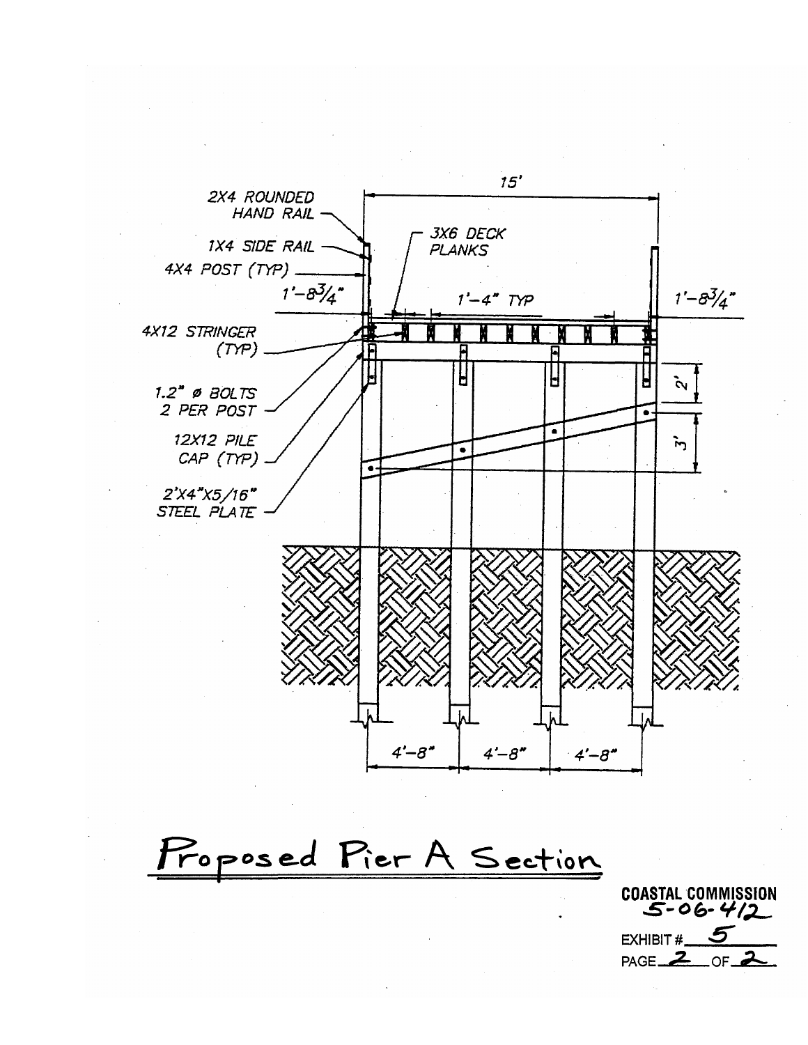15'

2X4 ROUNDED HAND RAIL

1X4 SIDE RAIL

4X4 POST (TYP)

3X6 DECK PLANKS

1'-8 3/4"

1'-4" TYP

1'-8 3/4"

4X12 STRINGER (TYP)

1.2" ø BOLTS 2 PER POST

12X12 PILE CAP (TYP)

2'X4"X5/16" STEEL PLATE

2'

3'

4'-8"　4'-8"　4'-8"

# Proposed Pier A Section

COASTAL COMMISSION
5-06-412

EXHIBIT # 5

PAGE 2 OF 2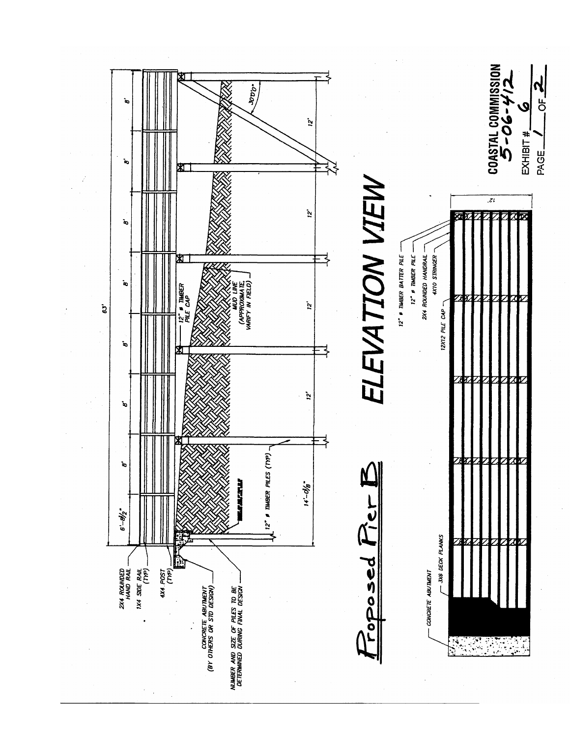# Proposed Pier B

## ELEVATION VIEW

63'

6'-8 1/2"

8'

8'

8'

8'

8'

8'

8'

14'-0 1/8"

12'

12'

12'

12'

30°0'0"

2X4 ROUNDED HAND RAIL

1X4 SIDE RAIL (TYP)

4X4 POST (TYP)

CONCRETE ABUTMENT (BY OTHERS OR STD DESIGN)

NUMBER AND SIZE OF PILES TO BE DETERMINED DURING FINAL DESIGN

12" ø TIMBER PILES (TYP)

12" ø TIMBER PILE CAP

MUD LINE (APPROXIMATE, VARIFY IN FIELD)

CONCRETE ABUTMENT

3X6 DECK PLANKS

12X12 PILE CAP

4X10 STRINGER

2X4 ROUNDED HANDRAIL

12" ø TIMBER PILE

12" ø TIMBER BATTER PILE

12'

COASTAL COMMISSION
5-06-412

EXHIBIT # 6

PAGE 1 OF 2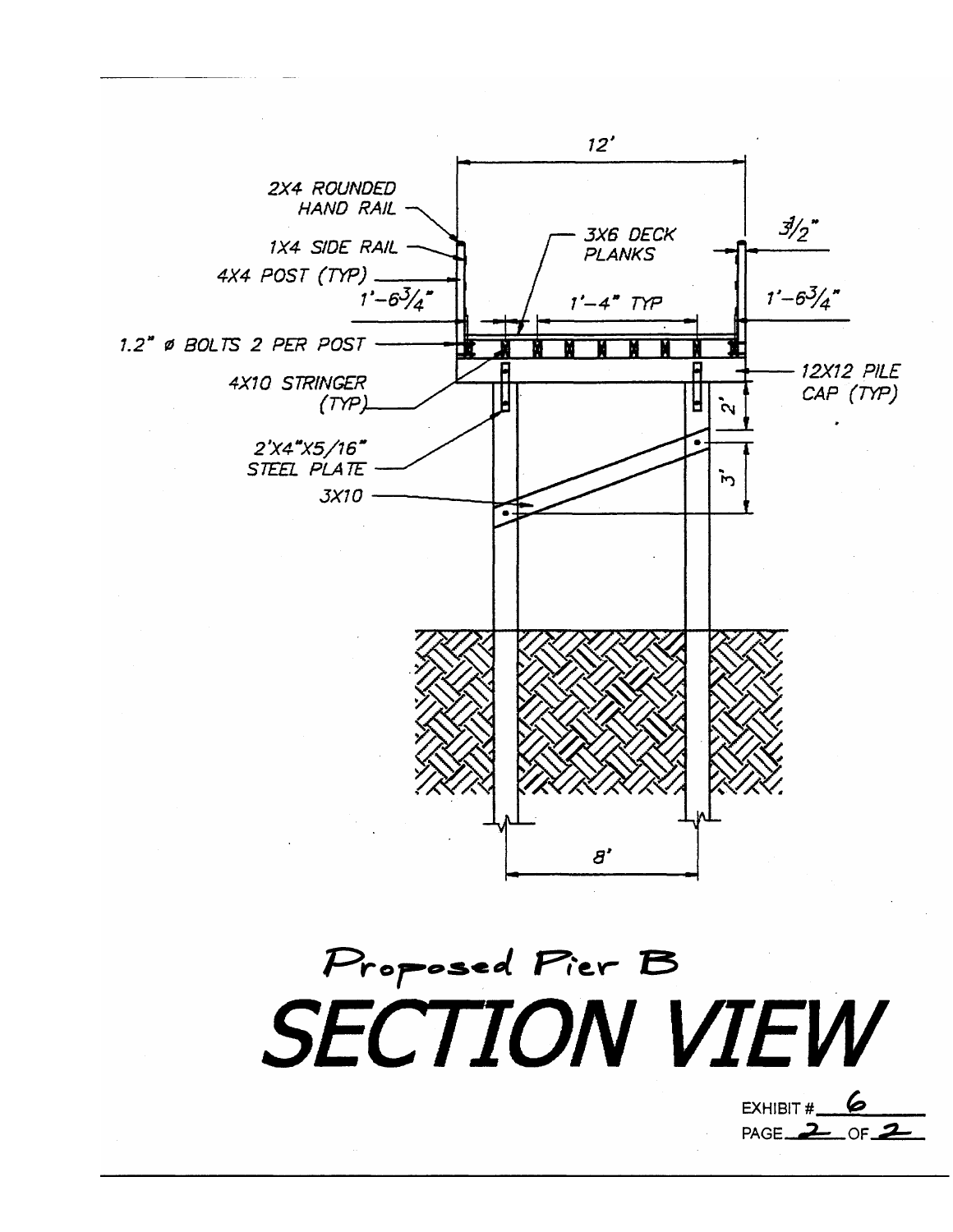12'

2X4 ROUNDED HAND RAIL

1X4 SIDE RAIL

4X4 POST (TYP)

3X6 DECK PLANKS

3/2"

1'-6 3/4"

1'-4" TYP

1'-6 3/4"

1.2" ø BOLTS 2 PER POST

4X10 STRINGER (TYP)

12X12 PILE CAP (TYP)

2'

2'X4"X5/16" STEEL PLATE

3'

3X10

8'

Proposed Pier B

# SECTION VIEW

EXHIBIT # 6

PAGE 2 OF 2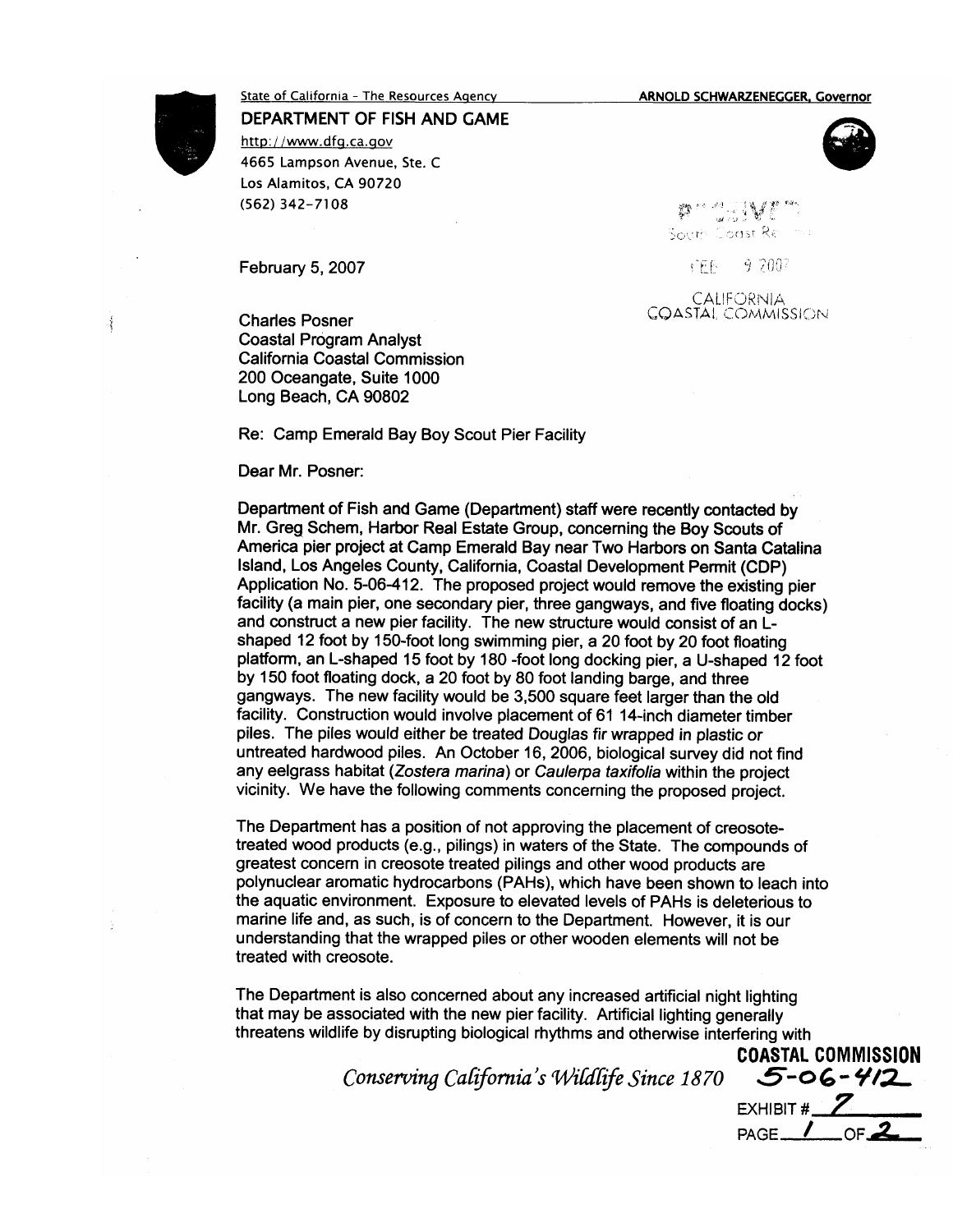State of California – The Resources Agency

**ARNOLD SCHWARZENEGGER, Governor**

**DEPARTMENT OF FISH AND GAME**
http://www.dfg.ca.gov
4665 Lampson Avenue, Ste. C
Los Alamitos, CA 90720
(562) 342-7108

RECEIVED
South Coast Region

FEB 9 2007

CALIFORNIA
COASTAL COMMISSION

February 5, 2007

Charles Posner
Coastal Program Analyst
California Coastal Commission
200 Oceangate, Suite 1000
Long Beach, CA 90802

Re: Camp Emerald Bay Boy Scout Pier Facility

Dear Mr. Posner:

Department of Fish and Game (Department) staff were recently contacted by Mr. Greg Schem, Harbor Real Estate Group, concerning the Boy Scouts of America pier project at Camp Emerald Bay near Two Harbors on Santa Catalina Island, Los Angeles County, California, Coastal Development Permit (CDP) Application No. 5-06-412. The proposed project would remove the existing pier facility (a main pier, one secondary pier, three gangways, and five floating docks) and construct a new pier facility. The new structure would consist of an L-shaped 12 foot by 150-foot long swimming pier, a 20 foot by 20 foot floating platform, an L-shaped 15 foot by 180 -foot long docking pier, a U-shaped 12 foot by 150 foot floating dock, a 20 foot by 80 foot landing barge, and three gangways. The new facility would be 3,500 square feet larger than the old facility. Construction would involve placement of 61 14-inch diameter timber piles. The piles would either be treated *Douglas fir wrapped in plastic or* untreated hardwood piles. An October 16, 2006, biological survey did not find any eelgrass habitat (*Zostera marina*) or *Caulerpa taxifolia* within the project vicinity. We have the following comments concerning the proposed project.

The Department has a position of not approving the placement of creosote-treated wood products (e.g., pilings) in waters of the State. The compounds of greatest concern in creosote treated pilings and other wood products are polynuclear aromatic hydrocarbons (PAHs), which have been shown to leach into the aquatic environment. Exposure to elevated levels of PAHs is deleterious to marine life and, as such, is of concern to the Department. However, it is our understanding that the wrapped piles or other wooden elements will not be treated with creosote.

The Department is also concerned about any increased artificial night lighting that may be associated with the new pier facility. Artificial lighting generally threatens wildlife by disrupting biological rhythms and otherwise interfering with

*Conserving California's Wildlife Since 1870*

**COASTAL COMMISSION**
**5-06-412**
EXHIBIT # 7
PAGE 1 OF 2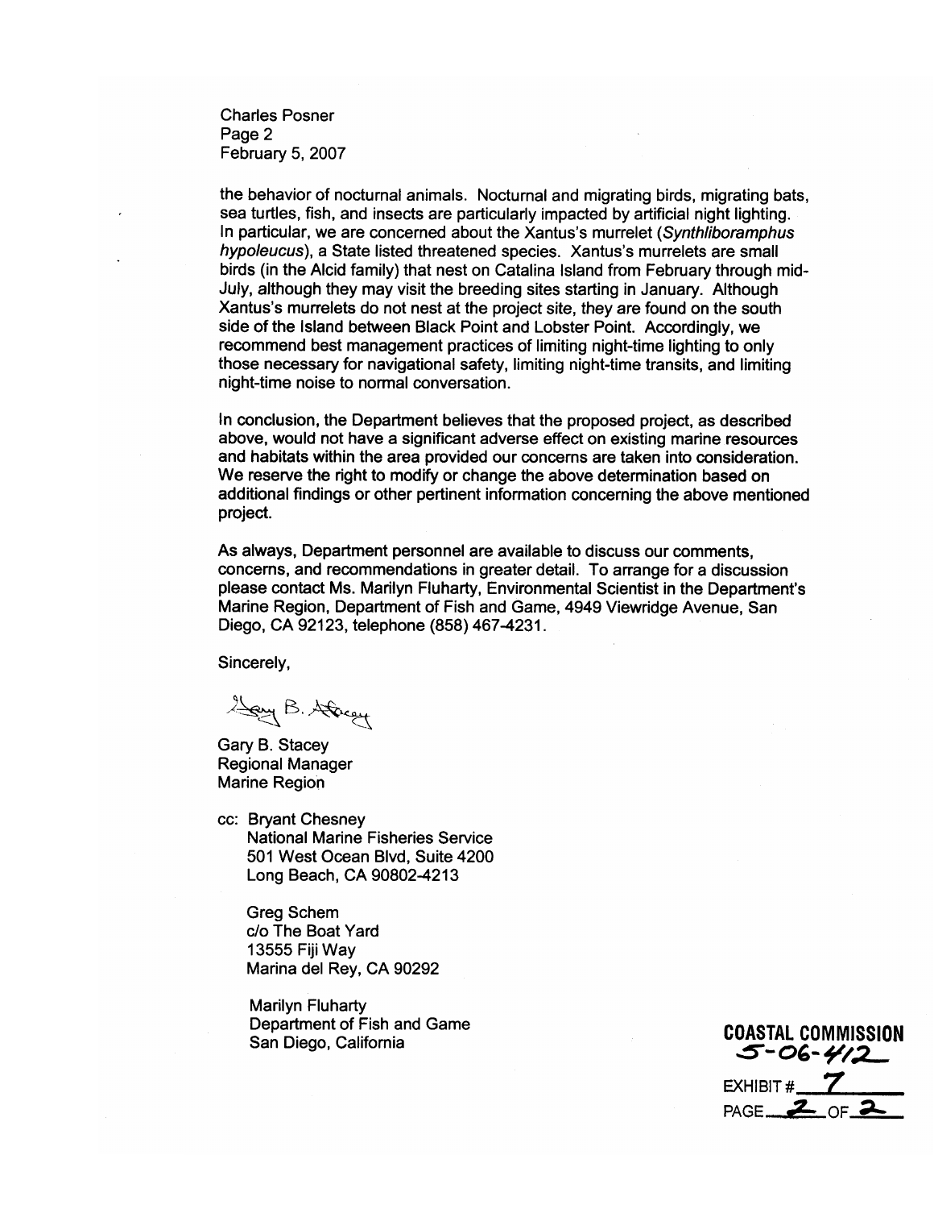Charles Posner
Page 2
February 5, 2007

the behavior of nocturnal animals. Nocturnal and migrating birds, migrating bats, sea turtles, fish, and insects are particularly impacted by artificial night lighting. In particular, we are concerned about the Xantus's murrelet (*Synthliboramphus hypoleucus*), a State listed threatened species. Xantus's murrelets are small birds (in the Alcid family) that nest on Catalina Island from February through mid-July, although they may visit the breeding sites starting in January. Although Xantus's murrelets do not nest at the project site, they are found on the south side of the Island between Black Point and Lobster Point. Accordingly, we recommend best management practices of limiting night-time lighting to only those necessary for navigational safety, limiting night-time transits, and limiting night-time noise to normal conversation.

In conclusion, the Department believes that the proposed project, as described above, would not have a significant adverse effect on existing marine resources and habitats within the area provided our concerns are taken into consideration. We reserve the right to modify or change the above determination based on additional findings or other pertinent information concerning the above mentioned project.

As always, Department personnel are available to discuss our comments, concerns, and recommendations in greater detail. To arrange for a discussion please contact Ms. Marilyn Fluharty, Environmental Scientist in the Department's Marine Region, Department of Fish and Game, 4949 Viewridge Avenue, San Diego, CA 92123, telephone (858) 467-4231.

Sincerely,

Gary B. Stacey
Regional Manager
Marine Region

cc: Bryant Chesney
National Marine Fisheries Service
501 West Ocean Blvd, Suite 4200
Long Beach, CA 90802-4213

Greg Schem
c/o The Boat Yard
13555 Fiji Way
Marina del Rey, CA 90292

Marilyn Fluharty
Department of Fish and Game
San Diego, California

**COASTAL COMMISSION**
5-06-412
EXHIBIT # 7
PAGE 2 OF 2